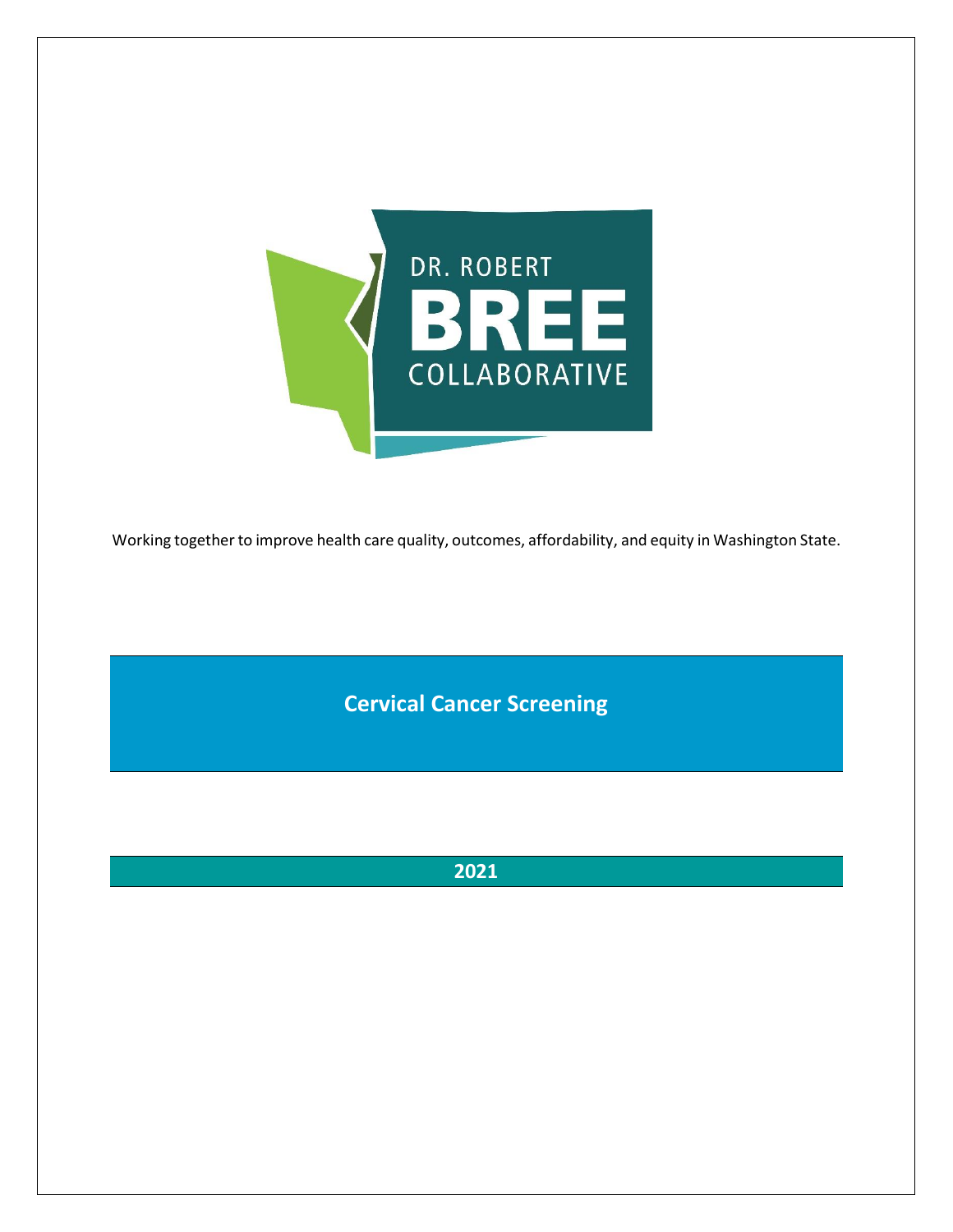DR. ROBERT

BREE

COLLABORATIVE

Working together to improve health care quality, outcomes, affordability, and equity in Washington State.

# Cervical Cancer Screening

## 2021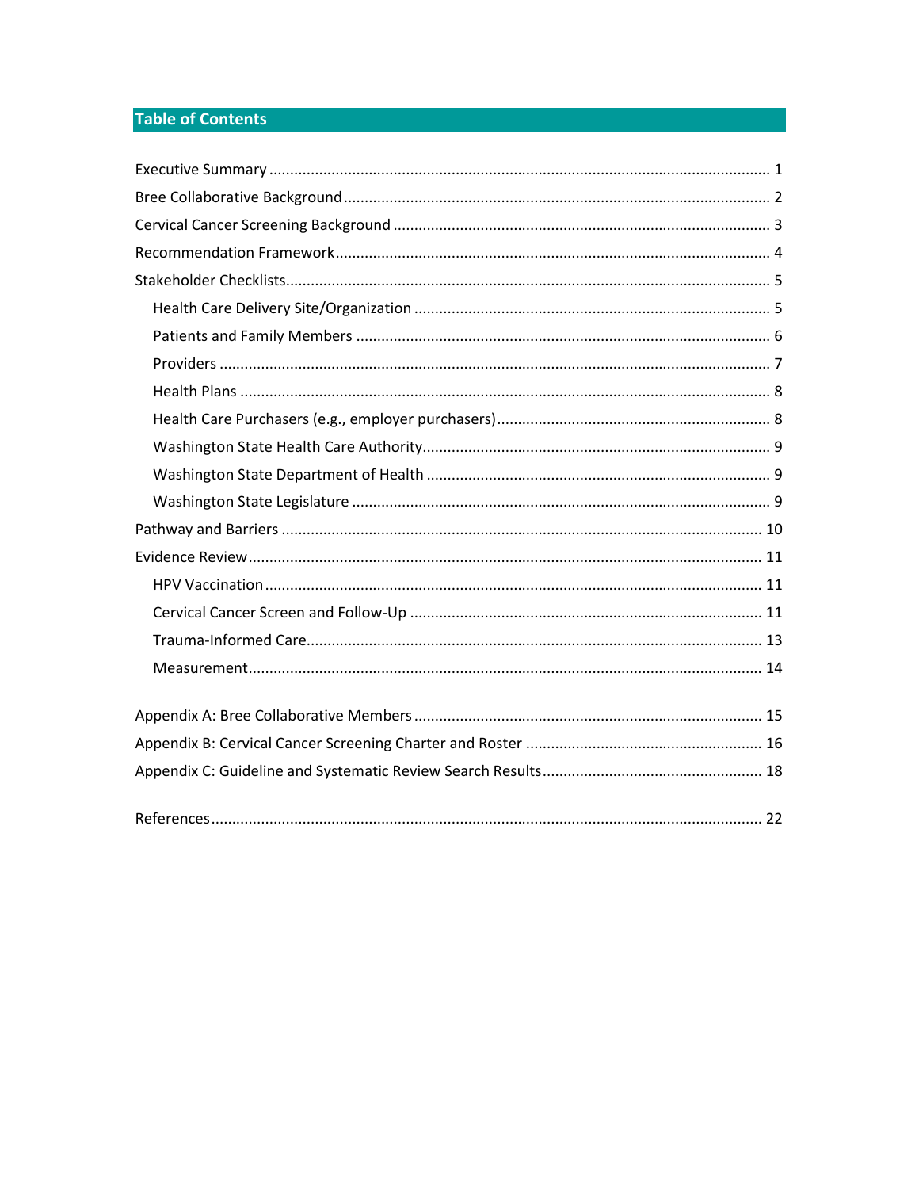## Table of Contents

Executive Summary ........................................................................................................................ 1

Bree Collaborative Background ...................................................................................................... 2

Cervical Cancer Screening Background .......................................................................................... 3

Recommendation Framework ........................................................................................................ 4

Stakeholder Checklists .................................................................................................................... 5

- Health Care Delivery Site/Organization ..................................................................................... 5
- Patients and Family Members ................................................................................................... 6
- Providers .................................................................................................................................... 7
- Health Plans ............................................................................................................................... 8
- Health Care Purchasers (e.g., employer purchasers) ................................................................. 8
- Washington State Health Care Authority .................................................................................. 9
- Washington State Department of Health .................................................................................. 9
- Washington State Legislature .................................................................................................... 9

Pathway and Barriers .................................................................................................................... 10

Evidence Review ........................................................................................................................... 11

- HPV Vaccination ....................................................................................................................... 11
- Cervical Cancer Screen and Follow-Up .................................................................................... 11
- Trauma-Informed Care ............................................................................................................. 13
- Measurement ........................................................................................................................... 14

Appendix A: Bree Collaborative Members ................................................................................... 15

Appendix B: Cervical Cancer Screening Charter and Roster ......................................................... 16

Appendix C: Guideline and Systematic Review Search Results ..................................................... 18

References .................................................................................................................................... 22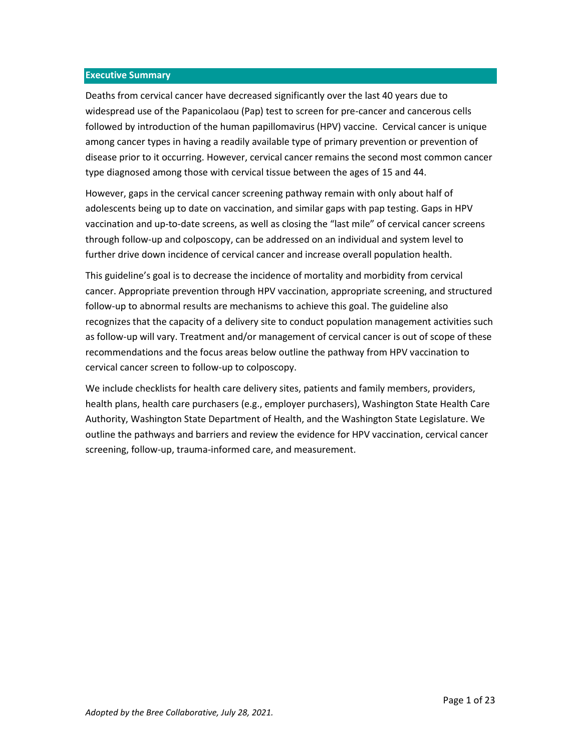## Executive Summary

Deaths from cervical cancer have decreased significantly over the last 40 years due to widespread use of the Papanicolaou (Pap) test to screen for pre-cancer and cancerous cells followed by introduction of the human papillomavirus (HPV) vaccine. Cervical cancer is unique among cancer types in having a readily available type of primary prevention or prevention of disease prior to it occurring. However, cervical cancer remains the second most common cancer type diagnosed among those with cervical tissue between the ages of 15 and 44.

However, gaps in the cervical cancer screening pathway remain with only about half of adolescents being up to date on vaccination, and similar gaps with pap testing. Gaps in HPV vaccination and up-to-date screens, as well as closing the "last mile" of cervical cancer screens through follow-up and colposcopy, can be addressed on an individual and system level to further drive down incidence of cervical cancer and increase overall population health.

This guideline's goal is to decrease the incidence of mortality and morbidity from cervical cancer. Appropriate prevention through HPV vaccination, appropriate screening, and structured follow-up to abnormal results are mechanisms to achieve this goal. The guideline also recognizes that the capacity of a delivery site to conduct population management activities such as follow-up will vary. Treatment and/or management of cervical cancer is out of scope of these recommendations and the focus areas below outline the pathway from HPV vaccination to cervical cancer screen to follow-up to colposcopy.

We include checklists for health care delivery sites, patients and family members, providers, health plans, health care purchasers (e.g., employer purchasers), Washington State Health Care Authority, Washington State Department of Health, and the Washington State Legislature. We outline the pathways and barriers and review the evidence for HPV vaccination, cervical cancer screening, follow-up, trauma-informed care, and measurement.

*Adopted by the Bree Collaborative, July 28, 2021.*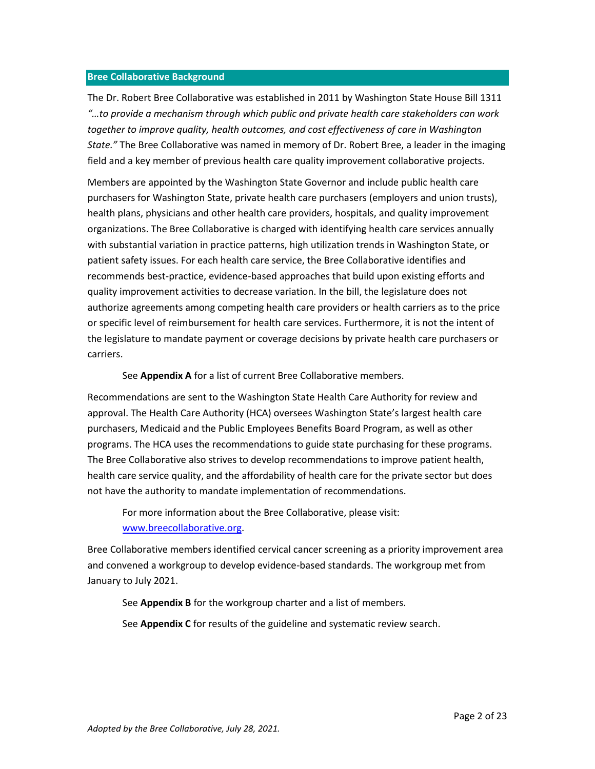## Bree Collaborative Background

The Dr. Robert Bree Collaborative was established in 2011 by Washington State House Bill 1311 *"…to provide a mechanism through which public and private health care stakeholders can work together to improve quality, health outcomes, and cost effectiveness of care in Washington State."* The Bree Collaborative was named in memory of Dr. Robert Bree, a leader in the imaging field and a key member of previous health care quality improvement collaborative projects.

Members are appointed by the Washington State Governor and include public health care purchasers for Washington State, private health care purchasers (employers and union trusts), health plans, physicians and other health care providers, hospitals, and quality improvement organizations. The Bree Collaborative is charged with identifying health care services annually with substantial variation in practice patterns, high utilization trends in Washington State, or patient safety issues. For each health care service, the Bree Collaborative identifies and recommends best-practice, evidence-based approaches that build upon existing efforts and quality improvement activities to decrease variation. In the bill, the legislature does not authorize agreements among competing health care providers or health carriers as to the price or specific level of reimbursement for health care services. Furthermore, it is not the intent of the legislature to mandate payment or coverage decisions by private health care purchasers or carriers.

See **Appendix A** for a list of current Bree Collaborative members.

Recommendations are sent to the Washington State Health Care Authority for review and approval. The Health Care Authority (HCA) oversees Washington State's largest health care purchasers, Medicaid and the Public Employees Benefits Board Program, as well as other programs. The HCA uses the recommendations to guide state purchasing for these programs. The Bree Collaborative also strives to develop recommendations to improve patient health, health care service quality, and the affordability of health care for the private sector but does not have the authority to mandate implementation of recommendations.

For more information about the Bree Collaborative, please visit: [www.breecollaborative.org](http://www.breecollaborative.org).

Bree Collaborative members identified cervical cancer screening as a priority improvement area and convened a workgroup to develop evidence-based standards. The workgroup met from January to July 2021.

See **Appendix B** for the workgroup charter and a list of members.

See **Appendix C** for results of the guideline and systematic review search.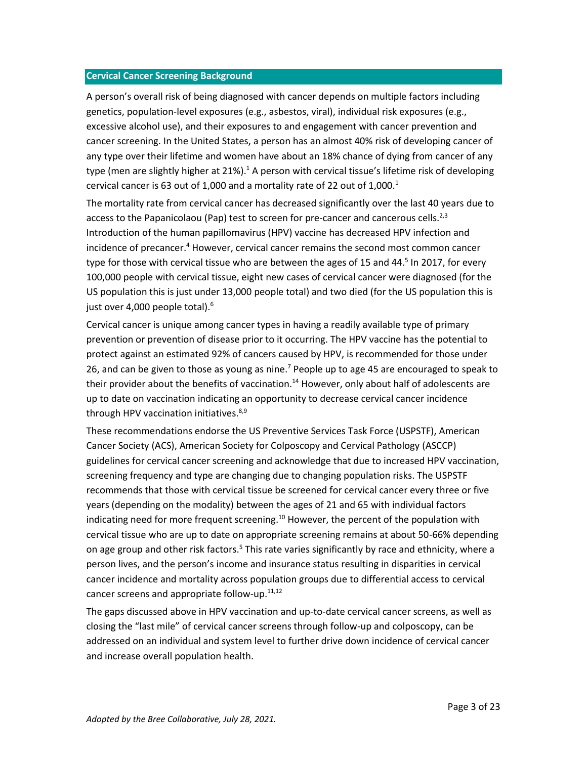## Cervical Cancer Screening Background

A person's overall risk of being diagnosed with cancer depends on multiple factors including genetics, population-level exposures (e.g., asbestos, viral), individual risk exposures (e.g., excessive alcohol use), and their exposures to and engagement with cancer prevention and cancer screening. In the United States, a person has an almost 40% risk of developing cancer of any type over their lifetime and women have about an 18% chance of dying from cancer of any type (men are slightly higher at 21%).[1] A person with cervical tissue's lifetime risk of developing cervical cancer is 63 out of 1,000 and a mortality rate of 22 out of 1,000.[1]

The mortality rate from cervical cancer has decreased significantly over the last 40 years due to access to the Papanicolaou (Pap) test to screen for pre-cancer and cancerous cells.[2,3] Introduction of the human papillomavirus (HPV) vaccine has decreased HPV infection and incidence of precancer.[4] However, cervical cancer remains the second most common cancer type for those with cervical tissue who are between the ages of 15 and 44.[5] In 2017, for every 100,000 people with cervical tissue, eight new cases of cervical cancer were diagnosed (for the US population this is just under 13,000 people total) and two died (for the US population this is just over 4,000 people total).[6]

Cervical cancer is unique among cancer types in having a readily available type of primary prevention or prevention of disease prior to it occurring. The HPV vaccine has the potential to protect against an estimated 92% of cancers caused by HPV, is recommended for those under 26, and can be given to those as young as nine.[7] People up to age 45 are encouraged to speak to their provider about the benefits of vaccination.[14] However, only about half of adolescents are up to date on vaccination indicating an opportunity to decrease cervical cancer incidence through HPV vaccination initiatives.[8,9]

These recommendations endorse the US Preventive Services Task Force (USPSTF), American Cancer Society (ACS), American Society for Colposcopy and Cervical Pathology (ASCCP) guidelines for cervical cancer screening and acknowledge that due to increased HPV vaccination, screening frequency and type are changing due to changing population risks. The USPSTF recommends that those with cervical tissue be screened for cervical cancer every three or five years (depending on the modality) between the ages of 21 and 65 with individual factors indicating need for more frequent screening.[10] However, the percent of the population with cervical tissue who are up to date on appropriate screening remains at about 50-66% depending on age group and other risk factors.[5] This rate varies significantly by race and ethnicity, where a person lives, and the person's income and insurance status resulting in disparities in cervical cancer incidence and mortality across population groups due to differential access to cervical cancer screens and appropriate follow-up.[11,12]

The gaps discussed above in HPV vaccination and up-to-date cervical cancer screens, as well as closing the "last mile" of cervical cancer screens through follow-up and colposcopy, can be addressed on an individual and system level to further drive down incidence of cervical cancer and increase overall population health.

*Adopted by the Bree Collaborative, July 28, 2021.*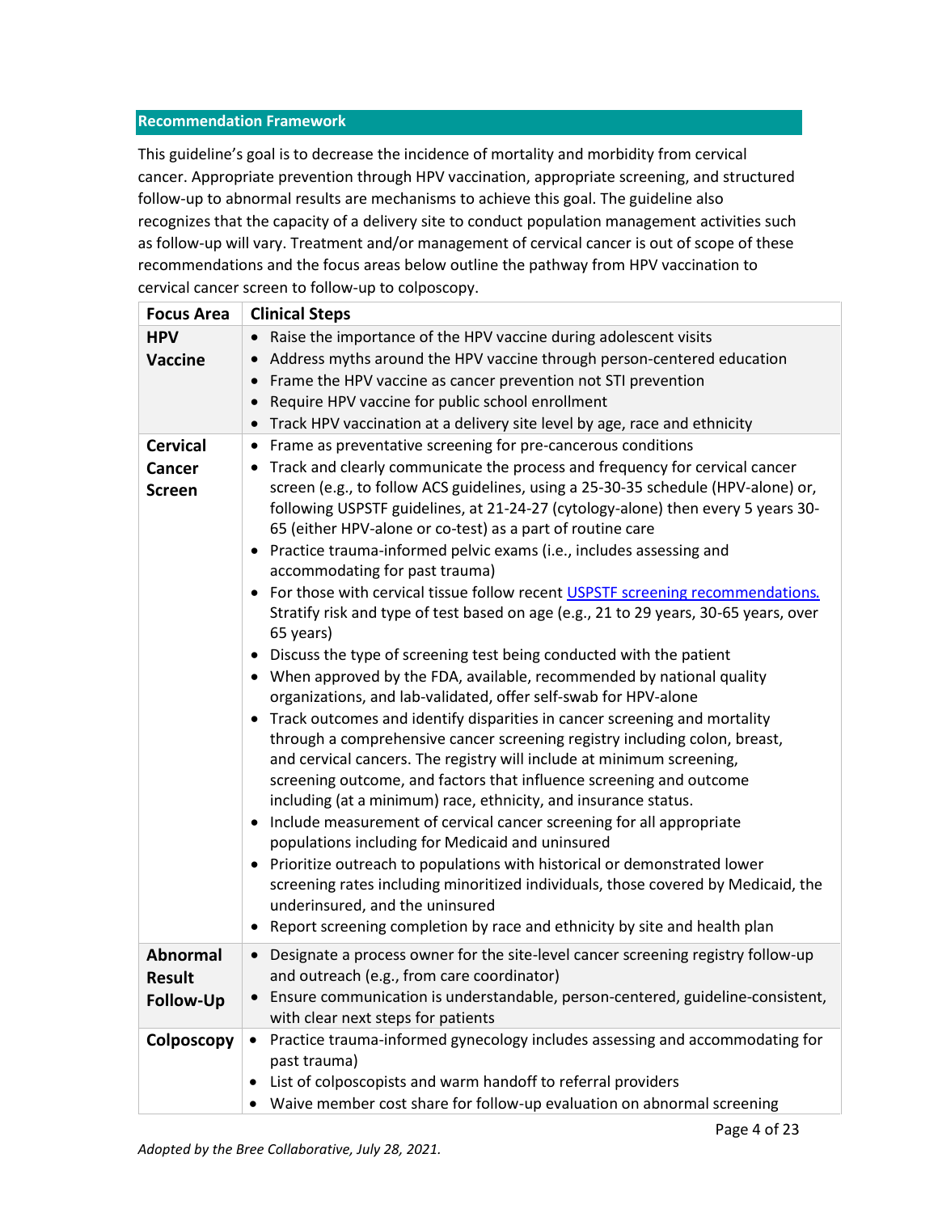## Recommendation Framework

This guideline's goal is to decrease the incidence of mortality and morbidity from cervical cancer. Appropriate prevention through HPV vaccination, appropriate screening, and structured follow-up to abnormal results are mechanisms to achieve this goal. The guideline also recognizes that the capacity of a delivery site to conduct population management activities such as follow-up will vary. Treatment and/or management of cervical cancer is out of scope of these recommendations and the focus areas below outline the pathway from HPV vaccination to cervical cancer screen to follow-up to colposcopy.

| Focus Area | Clinical Steps |
|---|---|
| **HPV Vaccine** | • Raise the importance of the HPV vaccine during adolescent visits<br>• Address myths around the HPV vaccine through person-centered education<br>• Frame the HPV vaccine as cancer prevention not STI prevention<br>• Require HPV vaccine for public school enrollment<br>• Track HPV vaccination at a delivery site level by age, race and ethnicity |
| **Cervical Cancer Screen** | • Frame as preventative screening for pre-cancerous conditions<br>• Track and clearly communicate the process and frequency for cervical cancer screen (e.g., to follow ACS guidelines, using a 25-30-35 schedule (HPV-alone) or, following USPSTF guidelines, at 21-24-27 (cytology-alone) then every 5 years 30-65 (either HPV-alone or co-test) as a part of routine care<br>• Practice trauma-informed pelvic exams (i.e., includes assessing and accommodating for past trauma)<br>• For those with cervical tissue follow recent [USPSTF screening recommendations.](#) Stratify risk and type of test based on age (e.g., 21 to 29 years, 30-65 years, over 65 years)<br>• Discuss the type of screening test being conducted with the patient<br>• When approved by the FDA, available, recommended by national quality organizations, and lab-validated, offer self-swab for HPV-alone<br>• Track outcomes and identify disparities in cancer screening and mortality through a comprehensive cancer screening registry including colon, breast, and cervical cancers. The registry will include at minimum screening, screening outcome, and factors that influence screening and outcome including (at a minimum) race, ethnicity, and insurance status.<br>• Include measurement of cervical cancer screening for all appropriate populations including for Medicaid and uninsured<br>• Prioritize outreach to populations with historical or demonstrated lower screening rates including minoritized individuals, those covered by Medicaid, the underinsured, and the uninsured<br>• Report screening completion by race and ethnicity by site and health plan |
| **Abnormal Result Follow-Up** | • Designate a process owner for the site-level cancer screening registry follow-up and outreach (e.g., from care coordinator)<br>• Ensure communication is understandable, person-centered, guideline-consistent, with clear next steps for patients |
| **Colposcopy** | • Practice trauma-informed gynecology includes assessing and accommodating for past trauma)<br>• List of colposcopists and warm handoff to referral providers<br>• Waive member cost share for follow-up evaluation on abnormal screening |

*Adopted by the Bree Collaborative, July 28, 2021.*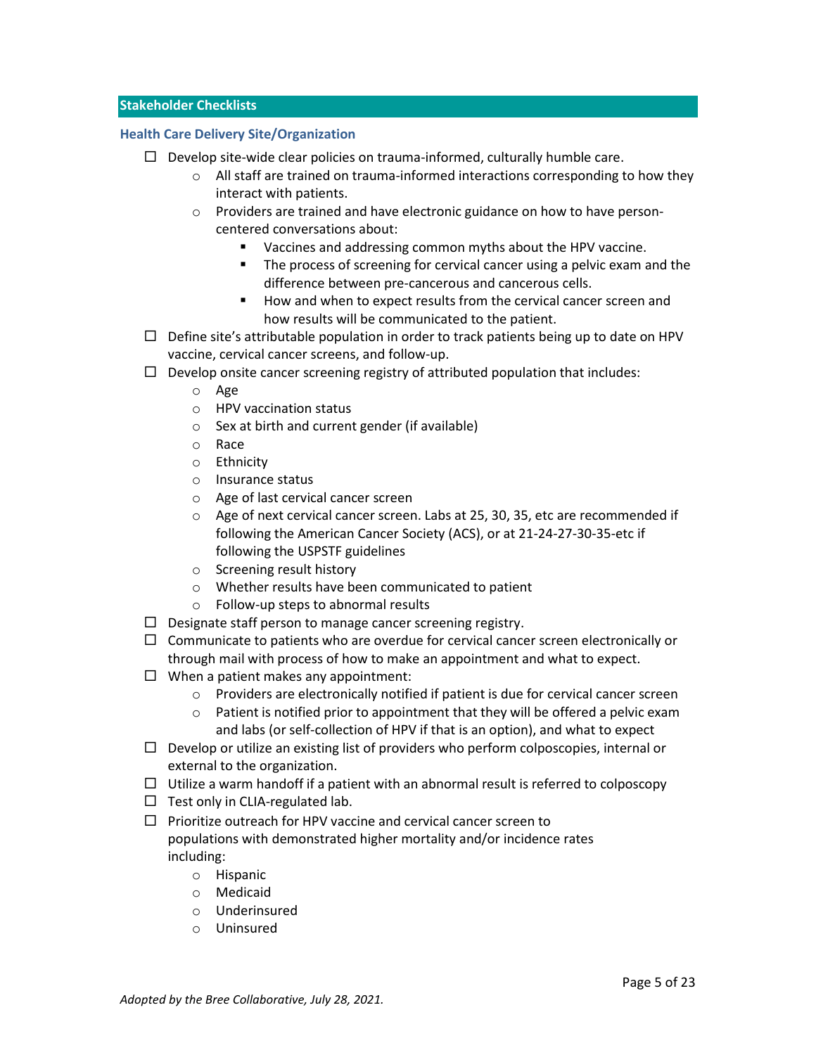## Stakeholder Checklists

### Health Care Delivery Site/Organization

- ☐ Develop site-wide clear policies on trauma-informed, culturally humble care.
  - All staff are trained on trauma-informed interactions corresponding to how they interact with patients.
  - Providers are trained and have electronic guidance on how to have person-centered conversations about:
    - Vaccines and addressing common myths about the HPV vaccine.
    - The process of screening for cervical cancer using a pelvic exam and the difference between pre-cancerous and cancerous cells.
    - How and when to expect results from the cervical cancer screen and how results will be communicated to the patient.
- ☐ Define site's attributable population in order to track patients being up to date on HPV vaccine, cervical cancer screens, and follow-up.
- ☐ Develop onsite cancer screening registry of attributed population that includes:
  - Age
  - HPV vaccination status
  - Sex at birth and current gender (if available)
  - Race
  - Ethnicity
  - Insurance status
  - Age of last cervical cancer screen
  - Age of next cervical cancer screen. Labs at 25, 30, 35, etc are recommended if following the American Cancer Society (ACS), or at 21-24-27-30-35-etc if following the USPSTF guidelines
  - Screening result history
  - Whether results have been communicated to patient
  - Follow-up steps to abnormal results
- ☐ Designate staff person to manage cancer screening registry.
- ☐ Communicate to patients who are overdue for cervical cancer screen electronically or through mail with process of how to make an appointment and what to expect.
- ☐ When a patient makes any appointment:
  - Providers are electronically notified if patient is due for cervical cancer screen
  - Patient is notified prior to appointment that they will be offered a pelvic exam and labs (or self-collection of HPV if that is an option), and what to expect
- ☐ Develop or utilize an existing list of providers who perform colposcopies, internal or external to the organization.
- ☐ Utilize a warm handoff if a patient with an abnormal result is referred to colposcopy
- ☐ Test only in CLIA-regulated lab.
- ☐ Prioritize outreach for HPV vaccine and cervical cancer screen to populations with demonstrated higher mortality and/or incidence rates including:
  - Hispanic
  - Medicaid
  - Underinsured
  - Uninsured

*Adopted by the Bree Collaborative, July 28, 2021.*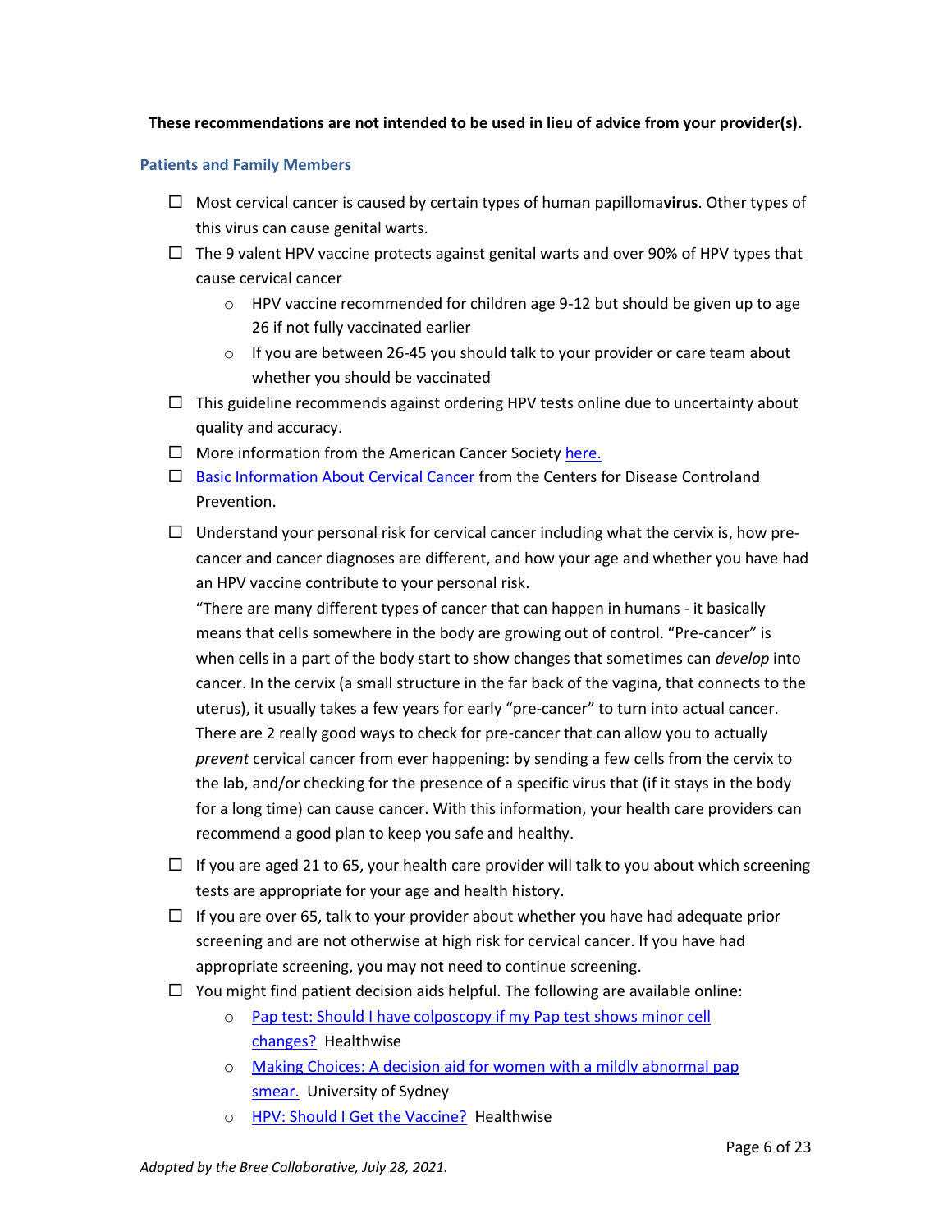**These recommendations are not intended to be used in lieu of advice from your provider(s).**

### Patients and Family Members

- ☐ Most cervical cancer is caused by certain types of human papilloma**virus**. Other types of this virus can cause genital warts.
- ☐ The 9 valent HPV vaccine protects against genital warts and over 90% of HPV types that cause cervical cancer
  - HPV vaccine recommended for children age 9-12 but should be given up to age 26 if not fully vaccinated earlier
  - If you are between 26-45 you should talk to your provider or care team about whether you should be vaccinated
- ☐ This guideline recommends against ordering HPV tests online due to uncertainty about quality and accuracy.
- ☐ More information from the American Cancer Society here.
- ☐ Basic Information About Cervical Cancer from the Centers for Disease Controland Prevention.
- ☐ Understand your personal risk for cervical cancer including what the cervix is, how pre-cancer and cancer diagnoses are different, and how your age and whether you have had an HPV vaccine contribute to your personal risk.
  "There are many different types of cancer that can happen in humans - it basically means that cells somewhere in the body are growing out of control. "Pre-cancer" is when cells in a part of the body start to show changes that sometimes can *develop* into cancer. In the cervix (a small structure in the far back of the vagina, that connects to the uterus), it usually takes a few years for early "pre-cancer" to turn into actual cancer. There are 2 really good ways to check for pre-cancer that can allow you to actually *prevent* cervical cancer from ever happening: by sending a few cells from the cervix to the lab, and/or checking for the presence of a specific virus that (if it stays in the body for a long time) can cause cancer. With this information, your health care providers can recommend a good plan to keep you safe and healthy.
- ☐ If you are aged 21 to 65, your health care provider will talk to you about which screening tests are appropriate for your age and health history.
- ☐ If you are over 65, talk to your provider about whether you have had adequate prior screening and are not otherwise at high risk for cervical cancer. If you have had appropriate screening, you may not need to continue screening.
- ☐ You might find patient decision aids helpful. The following are available online:
  - Pap test: Should I have colposcopy if my Pap test shows minor cell changes? Healthwise
  - Making Choices: A decision aid for women with a mildly abnormal pap smear. University of Sydney
  - HPV: Should I Get the Vaccine? Healthwise

*Adopted by the Bree Collaborative, July 28, 2021.*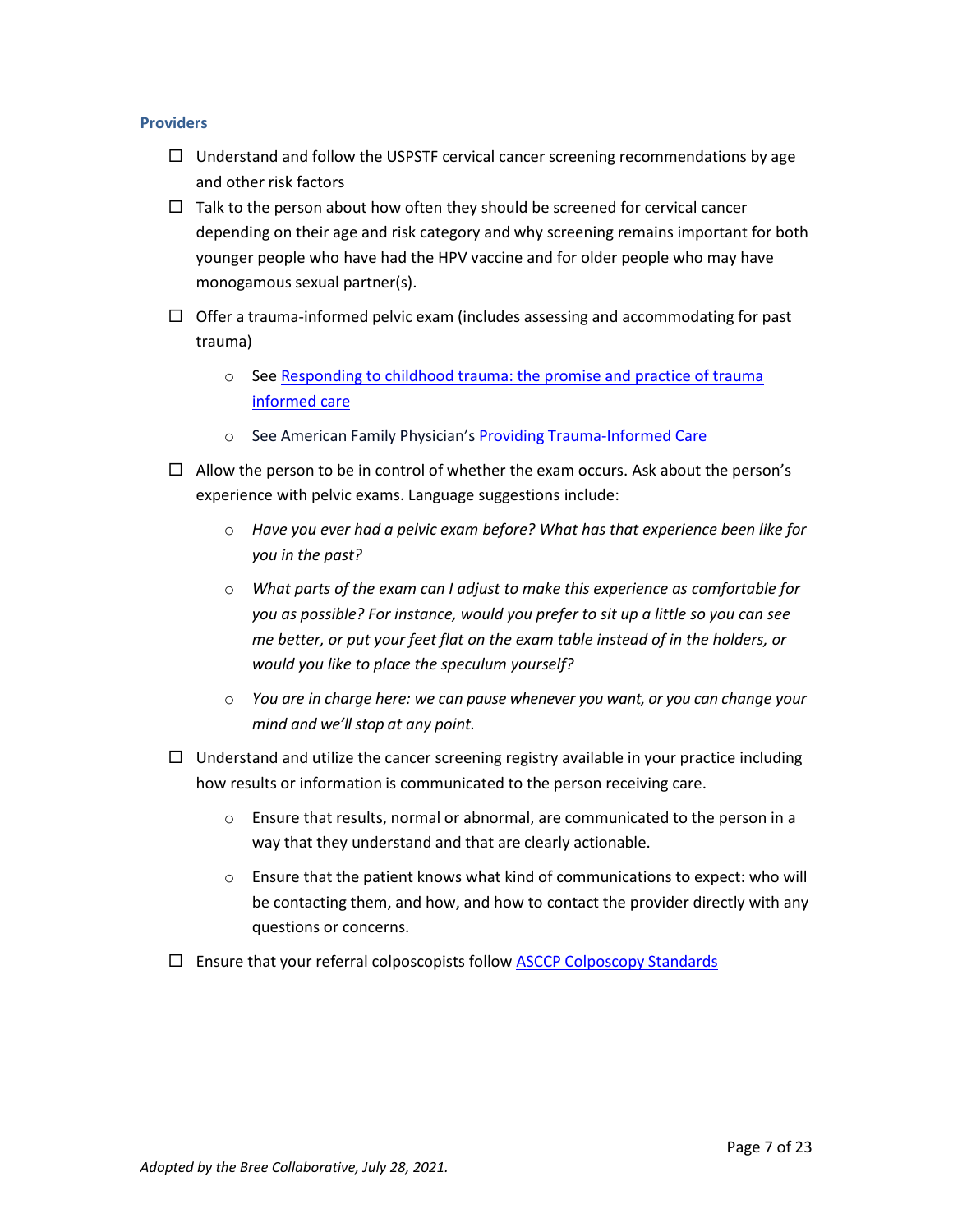### Providers

- ☐ Understand and follow the USPSTF cervical cancer screening recommendations by age and other risk factors
- ☐ Talk to the person about how often they should be screened for cervical cancer depending on their age and risk category and why screening remains important for both younger people who have had the HPV vaccine and for older people who may have monogamous sexual partner(s).
- ☐ Offer a trauma-informed pelvic exam (includes assessing and accommodating for past trauma)
    - See Responding to childhood trauma: the promise and practice of trauma informed care
    - See American Family Physician's Providing Trauma-Informed Care
- ☐ Allow the person to be in control of whether the exam occurs. Ask about the person's experience with pelvic exams. Language suggestions include:
    - *Have you ever had a pelvic exam before? What has that experience been like for you in the past?*
    - *What parts of the exam can I adjust to make this experience as comfortable for you as possible? For instance, would you prefer to sit up a little so you can see me better, or put your feet flat on the exam table instead of in the holders, or would you like to place the speculum yourself?*
    - *You are in charge here: we can pause whenever you want, or you can change your mind and we'll stop at any point.*
- ☐ Understand and utilize the cancer screening registry available in your practice including how results or information is communicated to the person receiving care.
    - Ensure that results, normal or abnormal, are communicated to the person in a way that they understand and that are clearly actionable.
    - Ensure that the patient knows what kind of communications to expect: who will be contacting them, and how, and how to contact the provider directly with any questions or concerns.
- ☐ Ensure that your referral colposcopists follow ASCCP Colposcopy Standards

*Adopted by the Bree Collaborative, July 28, 2021.*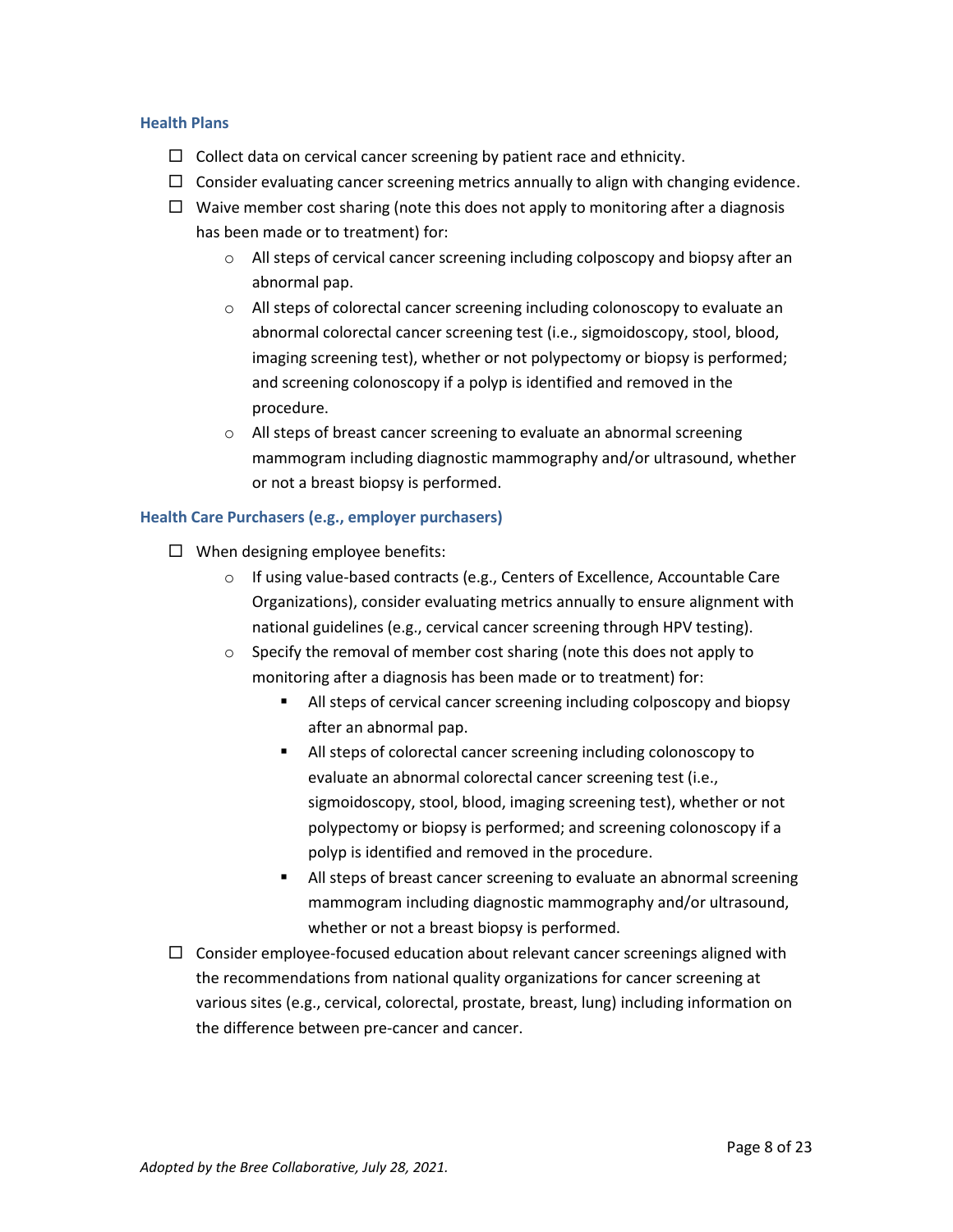### Health Plans

- ☐ Collect data on cervical cancer screening by patient race and ethnicity.
- ☐ Consider evaluating cancer screening metrics annually to align with changing evidence.
- ☐ Waive member cost sharing (note this does not apply to monitoring after a diagnosis has been made or to treatment) for:
  - All steps of cervical cancer screening including colposcopy and biopsy after an abnormal pap.
  - All steps of colorectal cancer screening including colonoscopy to evaluate an abnormal colorectal cancer screening test (i.e., sigmoidoscopy, stool, blood, imaging screening test), whether or not polypectomy or biopsy is performed; and screening colonoscopy if a polyp is identified and removed in the procedure.
  - All steps of breast cancer screening to evaluate an abnormal screening mammogram including diagnostic mammography and/or ultrasound, whether or not a breast biopsy is performed.

### Health Care Purchasers (e.g., employer purchasers)

- ☐ When designing employee benefits:
  - If using value-based contracts (e.g., Centers of Excellence, Accountable Care Organizations), consider evaluating metrics annually to ensure alignment with national guidelines (e.g., cervical cancer screening through HPV testing).
  - Specify the removal of member cost sharing (note this does not apply to monitoring after a diagnosis has been made or to treatment) for:
    - All steps of cervical cancer screening including colposcopy and biopsy after an abnormal pap.
    - All steps of colorectal cancer screening including colonoscopy to evaluate an abnormal colorectal cancer screening test (i.e., sigmoidoscopy, stool, blood, imaging screening test), whether or not polypectomy or biopsy is performed; and screening colonoscopy if a polyp is identified and removed in the procedure.
    - All steps of breast cancer screening to evaluate an abnormal screening mammogram including diagnostic mammography and/or ultrasound, whether or not a breast biopsy is performed.
- ☐ Consider employee-focused education about relevant cancer screenings aligned with the recommendations from national quality organizations for cancer screening at various sites (e.g., cervical, colorectal, prostate, breast, lung) including information on the difference between pre-cancer and cancer.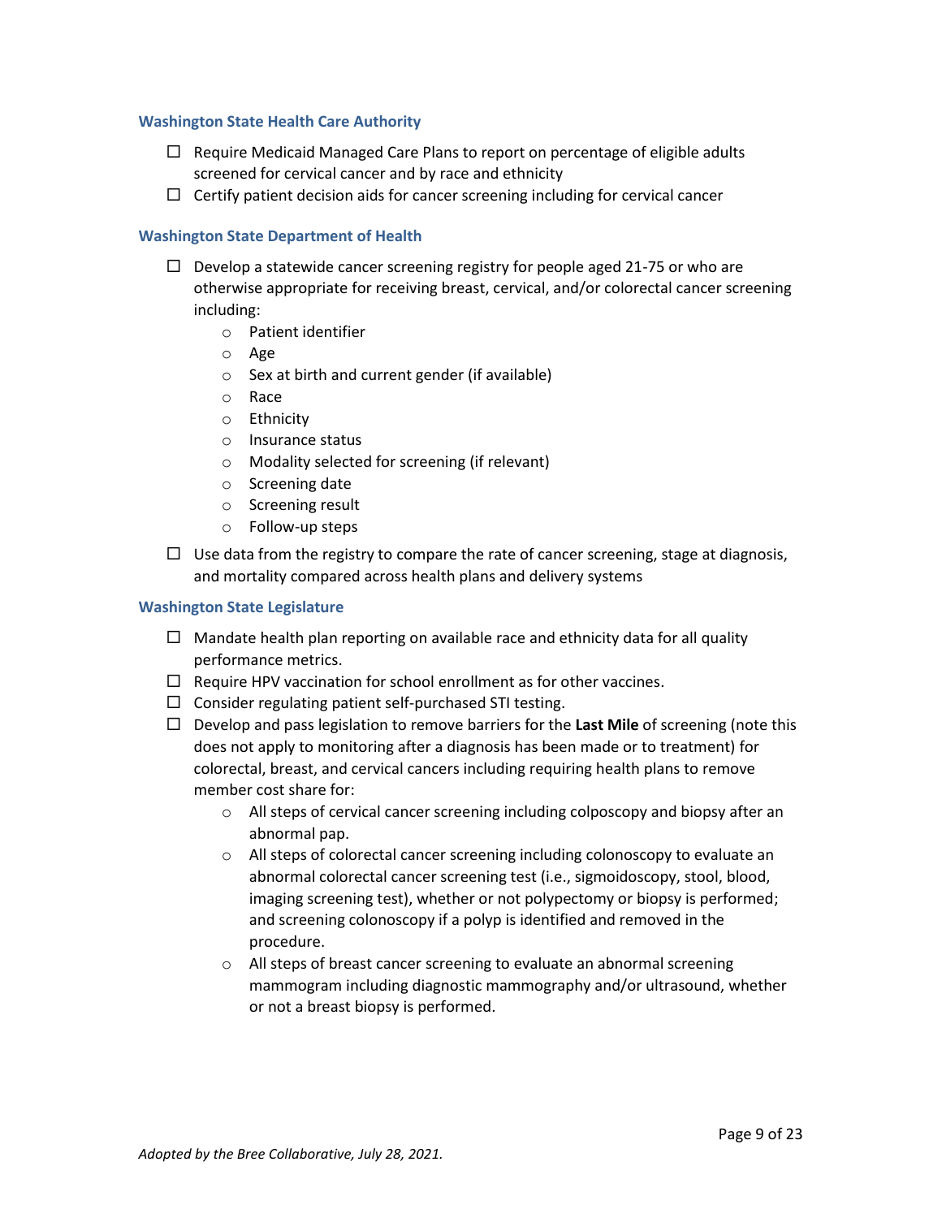### Washington State Health Care Authority

- ☐ Require Medicaid Managed Care Plans to report on percentage of eligible adults screened for cervical cancer and by race and ethnicity
- ☐ Certify patient decision aids for cancer screening including for cervical cancer

### Washington State Department of Health

- ☐ Develop a statewide cancer screening registry for people aged 21-75 or who are otherwise appropriate for receiving breast, cervical, and/or colorectal cancer screening including:
  - Patient identifier
  - Age
  - Sex at birth and current gender (if available)
  - Race
  - Ethnicity
  - Insurance status
  - Modality selected for screening (if relevant)
  - Screening date
  - Screening result
  - Follow-up steps
- ☐ Use data from the registry to compare the rate of cancer screening, stage at diagnosis, and mortality compared across health plans and delivery systems

### Washington State Legislature

- ☐ Mandate health plan reporting on available race and ethnicity data for all quality performance metrics.
- ☐ Require HPV vaccination for school enrollment as for other vaccines.
- ☐ Consider regulating patient self-purchased STI testing.
- ☐ Develop and pass legislation to remove barriers for the **Last Mile** of screening (note this does not apply to monitoring after a diagnosis has been made or to treatment) for colorectal, breast, and cervical cancers including requiring health plans to remove member cost share for:
  - All steps of cervical cancer screening including colposcopy and biopsy after an abnormal pap.
  - All steps of colorectal cancer screening including colonoscopy to evaluate an abnormal colorectal cancer screening test (i.e., sigmoidoscopy, stool, blood, imaging screening test), whether or not polypectomy or biopsy is performed; and screening colonoscopy if a polyp is identified and removed in the procedure.
  - All steps of breast cancer screening to evaluate an abnormal screening mammogram including diagnostic mammography and/or ultrasound, whether or not a breast biopsy is performed.

*Adopted by the Bree Collaborative, July 28, 2021.*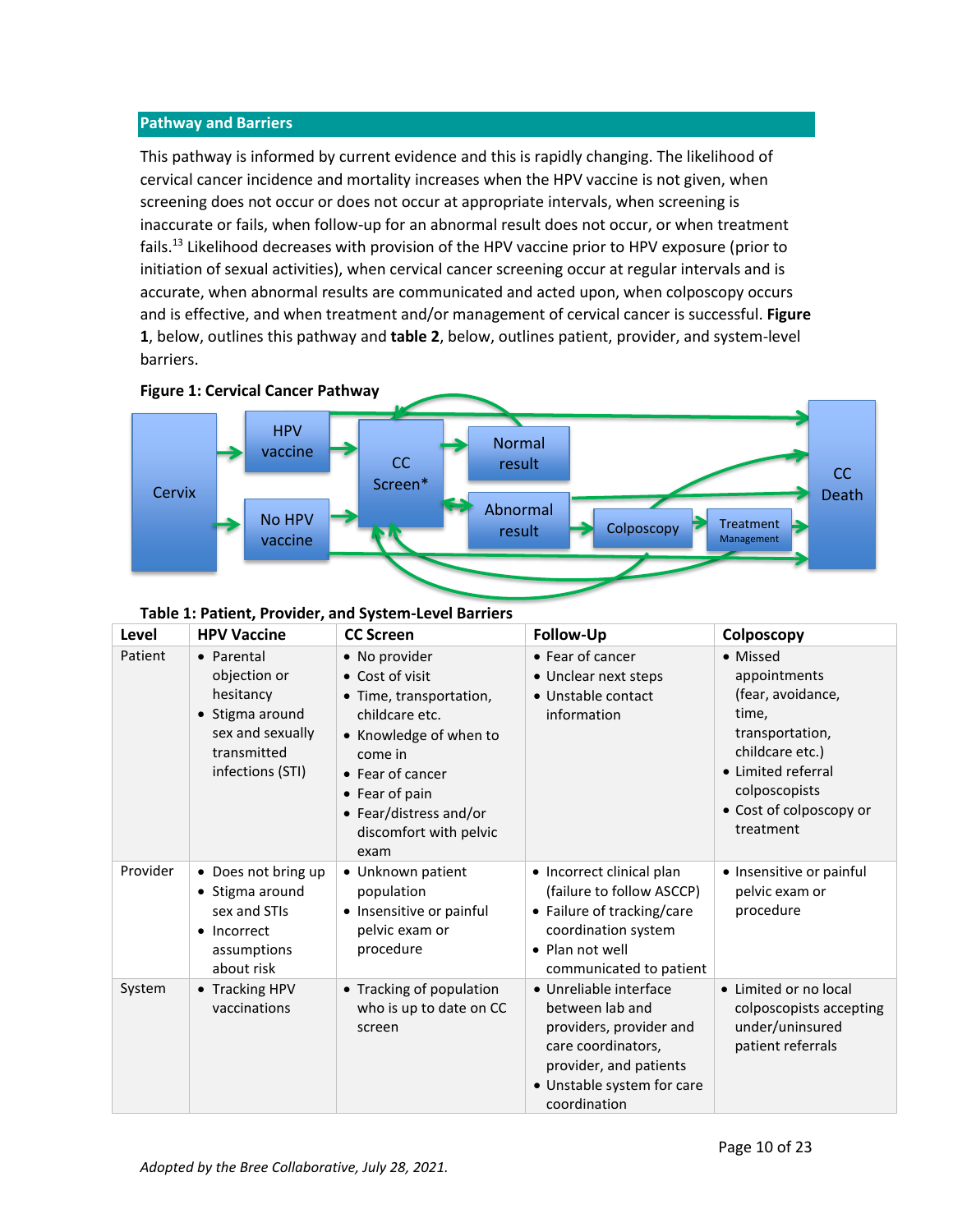## Pathway and Barriers

This pathway is informed by current evidence and this is rapidly changing. The likelihood of cervical cancer incidence and mortality increases when the HPV vaccine is not given, when screening does not occur or does not occur at appropriate intervals, when screening is inaccurate or fails, when follow-up for an abnormal result does not occur, or when treatment fails.[13] Likelihood decreases with provision of the HPV vaccine prior to HPV exposure (prior to initiation of sexual activities), when cervical cancer screening occur at regular intervals and is accurate, when abnormal results are communicated and acted upon, when colposcopy occurs and is effective, and when treatment and/or management of cervical cancer is successful. **Figure 1**, below, outlines this pathway and **table 2**, below, outlines patient, provider, and system-level barriers.

**Figure 1: Cervical Cancer Pathway**

Cervix → HPV vaccine / No HPV vaccine → CC Screen* → Normal result / Abnormal result → Colposcopy → Treatment Management → CC Death

**Table 1: Patient, Provider, and System-Level Barriers**

| Level | HPV Vaccine | CC Screen | Follow-Up | Colposcopy |
|---|---|---|---|---|
| Patient | • Parental objection or hesitancy<br>• Stigma around sex and sexually transmitted infections (STI) | • No provider<br>• Cost of visit<br>• Time, transportation, childcare etc.<br>• Knowledge of when to come in<br>• Fear of cancer<br>• Fear of pain<br>• Fear/distress and/or discomfort with pelvic exam | • Fear of cancer<br>• Unclear next steps<br>• Unstable contact information | • Missed appointments (fear, avoidance, time, transportation, childcare etc.)<br>• Limited referral colposcopists<br>• Cost of colposcopy or treatment |
| Provider | • Does not bring up<br>• Stigma around sex and STIs<br>• Incorrect assumptions about risk | • Unknown patient population<br>• Insensitive or painful pelvic exam or procedure | • Incorrect clinical plan (failure to follow ASCCP)<br>• Failure of tracking/care coordination system<br>• Plan not well communicated to patient | • Insensitive or painful pelvic exam or procedure |
| System | • Tracking HPV vaccinations | • Tracking of population who is up to date on CC screen | • Unreliable interface between lab and providers, provider and care coordinators, provider, and patients<br>• Unstable system for care coordination | • Limited or no local colposcopists accepting under/uninsured patient referrals |

*Adopted by the Bree Collaborative, July 28, 2021.*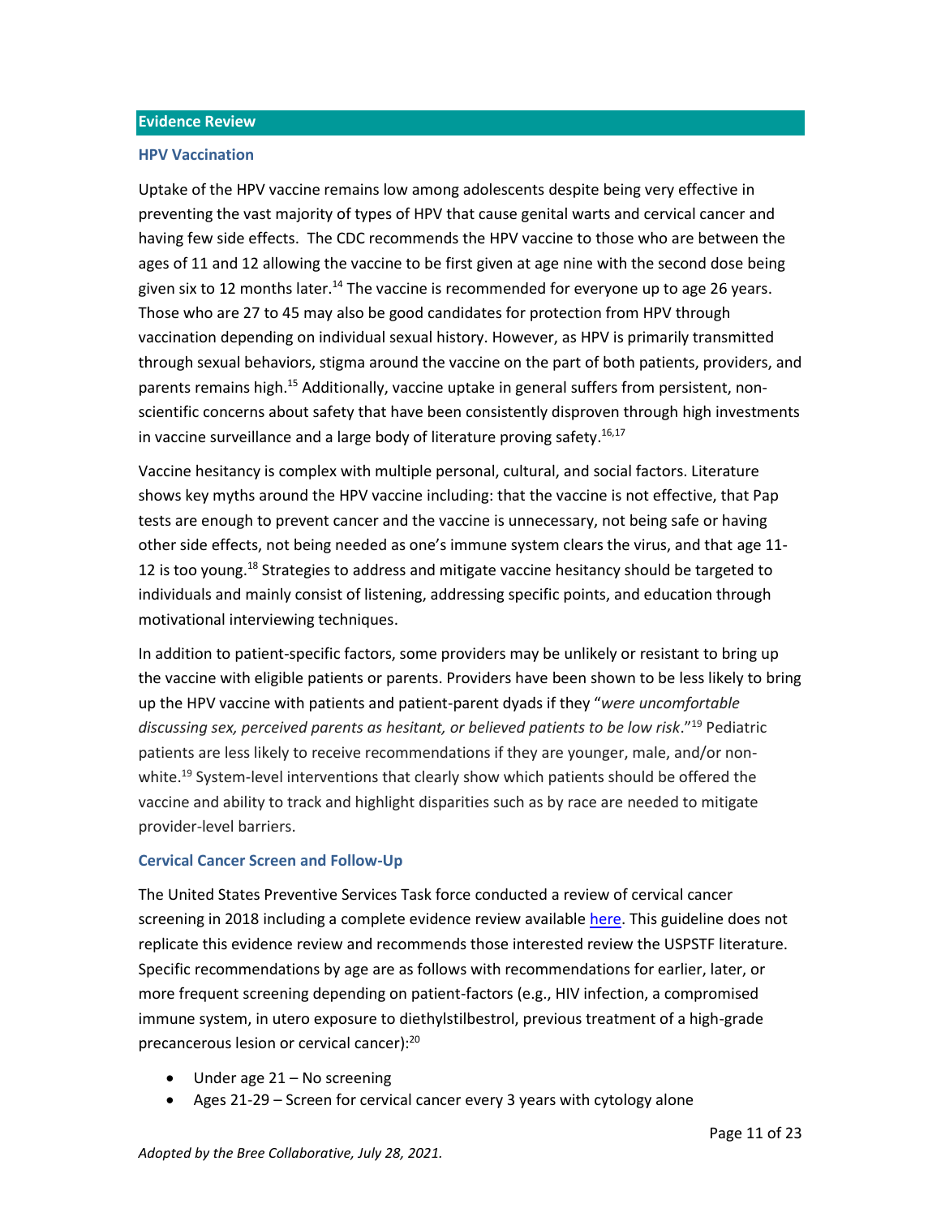## Evidence Review

### HPV Vaccination

Uptake of the HPV vaccine remains low among adolescents despite being very effective in preventing the vast majority of types of HPV that cause genital warts and cervical cancer and having few side effects. The CDC recommends the HPV vaccine to those who are between the ages of 11 and 12 allowing the vaccine to be first given at age nine with the second dose being given six to 12 months later.[14] The vaccine is recommended for everyone up to age 26 years. Those who are 27 to 45 may also be good candidates for protection from HPV through vaccination depending on individual sexual history. However, as HPV is primarily transmitted through sexual behaviors, stigma around the vaccine on the part of both patients, providers, and parents remains high.[15] Additionally, vaccine uptake in general suffers from persistent, non-scientific concerns about safety that have been consistently disproven through high investments in vaccine surveillance and a large body of literature proving safety.[16,17]

Vaccine hesitancy is complex with multiple personal, cultural, and social factors. Literature shows key myths around the HPV vaccine including: that the vaccine is not effective, that Pap tests are enough to prevent cancer and the vaccine is unnecessary, not being safe or having other side effects, not being needed as one's immune system clears the virus, and that age 11-12 is too young.[18] Strategies to address and mitigate vaccine hesitancy should be targeted to individuals and mainly consist of listening, addressing specific points, and education through motivational interviewing techniques.

In addition to patient-specific factors, some providers may be unlikely or resistant to bring up the vaccine with eligible patients or parents. Providers have been shown to be less likely to bring up the HPV vaccine with patients and patient-parent dyads if they "*were uncomfortable discussing sex, perceived parents as hesitant, or believed patients to be low risk*."[19] Pediatric patients are less likely to receive recommendations if they are younger, male, and/or non-white.[19] System-level interventions that clearly show which patients should be offered the vaccine and ability to track and highlight disparities such as by race are needed to mitigate provider-level barriers.

### Cervical Cancer Screen and Follow-Up

The United States Preventive Services Task force conducted a review of cervical cancer screening in 2018 including a complete evidence review available here. This guideline does not replicate this evidence review and recommends those interested review the USPSTF literature. Specific recommendations by age are as follows with recommendations for earlier, later, or more frequent screening depending on patient-factors (e.g., HIV infection, a compromised immune system, in utero exposure to diethylstilbestrol, previous treatment of a high-grade precancerous lesion or cervical cancer):[20]

- Under age 21 – No screening
- Ages 21-29 – Screen for cervical cancer every 3 years with cytology alone

*Adopted by the Bree Collaborative, July 28, 2021.*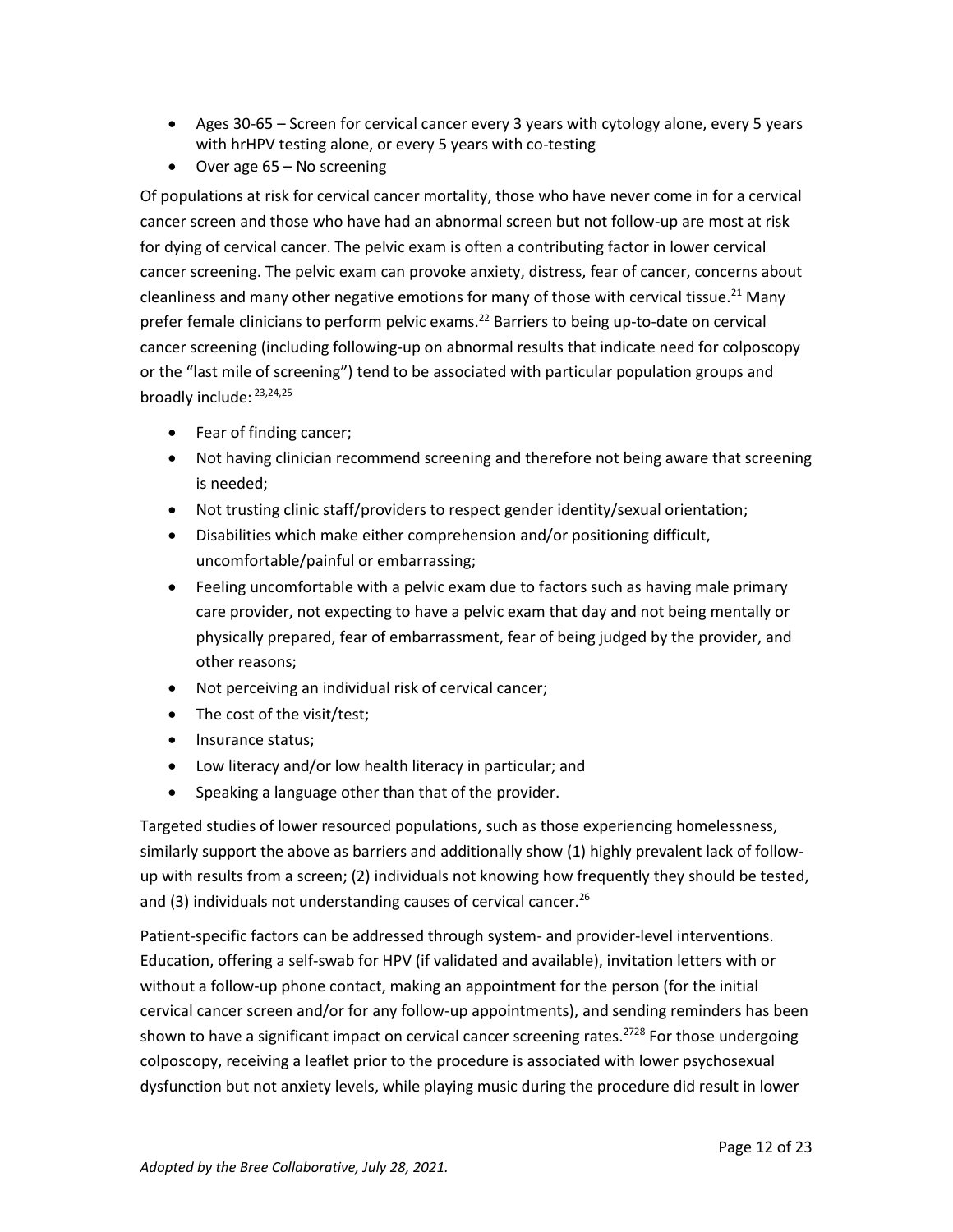- Ages 30-65 – Screen for cervical cancer every 3 years with cytology alone, every 5 years with hrHPV testing alone, or every 5 years with co-testing
- Over age 65 – No screening

Of populations at risk for cervical cancer mortality, those who have never come in for a cervical cancer screen and those who have had an abnormal screen but not follow-up are most at risk for dying of cervical cancer. The pelvic exam is often a contributing factor in lower cervical cancer screening. The pelvic exam can provoke anxiety, distress, fear of cancer, concerns about cleanliness and many other negative emotions for many of those with cervical tissue.[21] Many prefer female clinicians to perform pelvic exams.[22] Barriers to being up-to-date on cervical cancer screening (including following-up on abnormal results that indicate need for colposcopy or the "last mile of screening") tend to be associated with particular population groups and broadly include: [23,24,25]

- Fear of finding cancer;
- Not having clinician recommend screening and therefore not being aware that screening is needed;
- Not trusting clinic staff/providers to respect gender identity/sexual orientation;
- Disabilities which make either comprehension and/or positioning difficult, uncomfortable/painful or embarrassing;
- Feeling uncomfortable with a pelvic exam due to factors such as having male primary care provider, not expecting to have a pelvic exam that day and not being mentally or physically prepared, fear of embarrassment, fear of being judged by the provider, and other reasons;
- Not perceiving an individual risk of cervical cancer;
- The cost of the visit/test;
- Insurance status;
- Low literacy and/or low health literacy in particular; and
- Speaking a language other than that of the provider.

Targeted studies of lower resourced populations, such as those experiencing homelessness, similarly support the above as barriers and additionally show (1) highly prevalent lack of follow-up with results from a screen; (2) individuals not knowing how frequently they should be tested, and (3) individuals not understanding causes of cervical cancer.[26]

Patient-specific factors can be addressed through system- and provider-level interventions. Education, offering a self-swab for HPV (if validated and available), invitation letters with or without a follow-up phone contact, making an appointment for the person (for the initial cervical cancer screen and/or for any follow-up appointments), and sending reminders has been shown to have a significant impact on cervical cancer screening rates.[2728] For those undergoing colposcopy, receiving a leaflet prior to the procedure is associated with lower psychosexual dysfunction but not anxiety levels, while playing music during the procedure did result in lower

*Adopted by the Bree Collaborative, July 28, 2021.*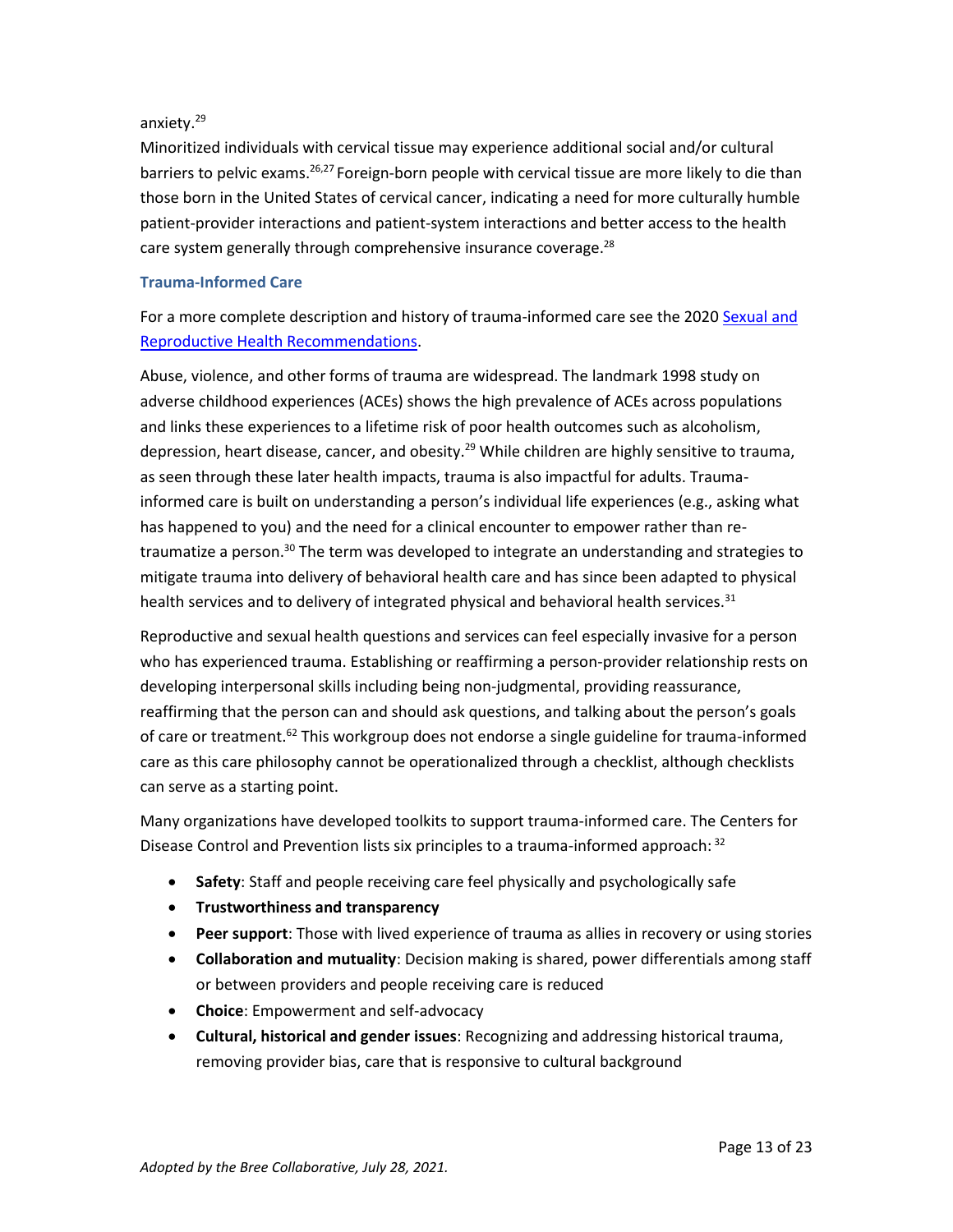anxiety.[29]

Minoritized individuals with cervical tissue may experience additional social and/or cultural barriers to pelvic exams.[26,27] Foreign-born people with cervical tissue are more likely to die than those born in the United States of cervical cancer, indicating a need for more culturally humble patient-provider interactions and patient-system interactions and better access to the health care system generally through comprehensive insurance coverage.[28]

### Trauma-Informed Care

For a more complete description and history of trauma-informed care see the 2020 [Sexual and Reproductive Health Recommendations](#).

Abuse, violence, and other forms of trauma are widespread. The landmark 1998 study on adverse childhood experiences (ACEs) shows the high prevalence of ACEs across populations and links these experiences to a lifetime risk of poor health outcomes such as alcoholism, depression, heart disease, cancer, and obesity.[29] While children are highly sensitive to trauma, as seen through these later health impacts, trauma is also impactful for adults. Trauma-informed care is built on understanding a person's individual life experiences (e.g., asking what has happened to you) and the need for a clinical encounter to empower rather than re-traumatize a person.[30] The term was developed to integrate an understanding and strategies to mitigate trauma into delivery of behavioral health care and has since been adapted to physical health services and to delivery of integrated physical and behavioral health services.[31]

Reproductive and sexual health questions and services can feel especially invasive for a person who has experienced trauma. Establishing or reaffirming a person-provider relationship rests on developing interpersonal skills including being non-judgmental, providing reassurance, reaffirming that the person can and should ask questions, and talking about the person's goals of care or treatment.[62] This workgroup does not endorse a single guideline for trauma-informed care as this care philosophy cannot be operationalized through a checklist, although checklists can serve as a starting point.

Many organizations have developed toolkits to support trauma-informed care. The Centers for Disease Control and Prevention lists six principles to a trauma-informed approach:[32]

- **Safety**: Staff and people receiving care feel physically and psychologically safe
- **Trustworthiness and transparency**
- **Peer support**: Those with lived experience of trauma as allies in recovery or using stories
- **Collaboration and mutuality**: Decision making is shared, power differentials among staff or between providers and people receiving care is reduced
- **Choice**: Empowerment and self-advocacy
- **Cultural, historical and gender issues**: Recognizing and addressing historical trauma, removing provider bias, care that is responsive to cultural background

*Adopted by the Bree Collaborative, July 28, 2021.*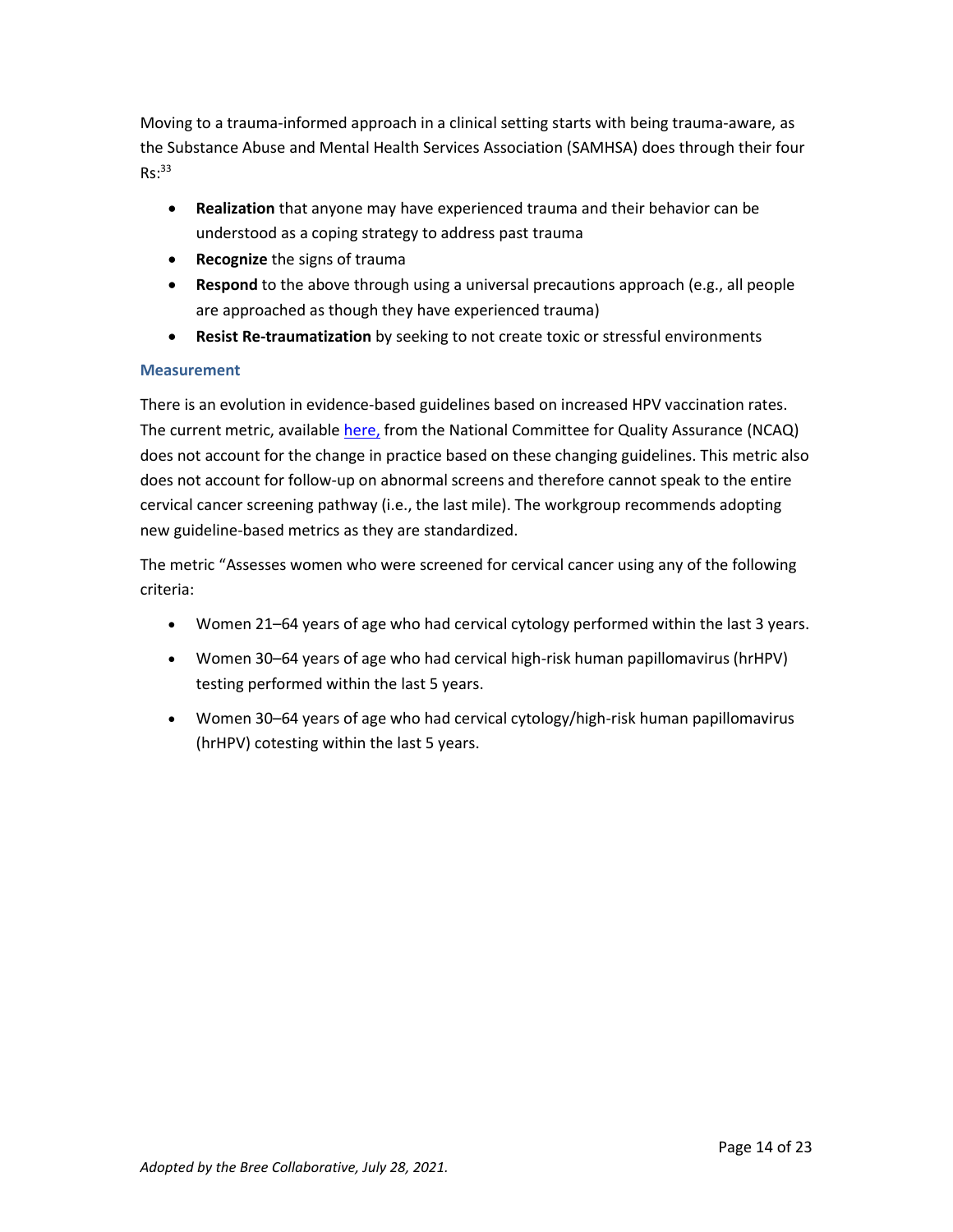Moving to a trauma-informed approach in a clinical setting starts with being trauma-aware, as the Substance Abuse and Mental Health Services Association (SAMHSA) does through their four Rs:[33]

- **Realization** that anyone may have experienced trauma and their behavior can be understood as a coping strategy to address past trauma
- **Recognize** the signs of trauma
- **Respond** to the above through using a universal precautions approach (e.g., all people are approached as though they have experienced trauma)
- **Resist Re-traumatization** by seeking to not create toxic or stressful environments

### Measurement

There is an evolution in evidence-based guidelines based on increased HPV vaccination rates. The current metric, available here, from the National Committee for Quality Assurance (NCAQ) does not account for the change in practice based on these changing guidelines. This metric also does not account for follow-up on abnormal screens and therefore cannot speak to the entire cervical cancer screening pathway (i.e., the last mile). The workgroup recommends adopting new guideline-based metrics as they are standardized.

The metric "Assesses women who were screened for cervical cancer using any of the following criteria:

- Women 21–64 years of age who had cervical cytology performed within the last 3 years.
- Women 30–64 years of age who had cervical high-risk human papillomavirus (hrHPV) testing performed within the last 5 years.
- Women 30–64 years of age who had cervical cytology/high-risk human papillomavirus (hrHPV) cotesting within the last 5 years.

*Adopted by the Bree Collaborative, July 28, 2021.*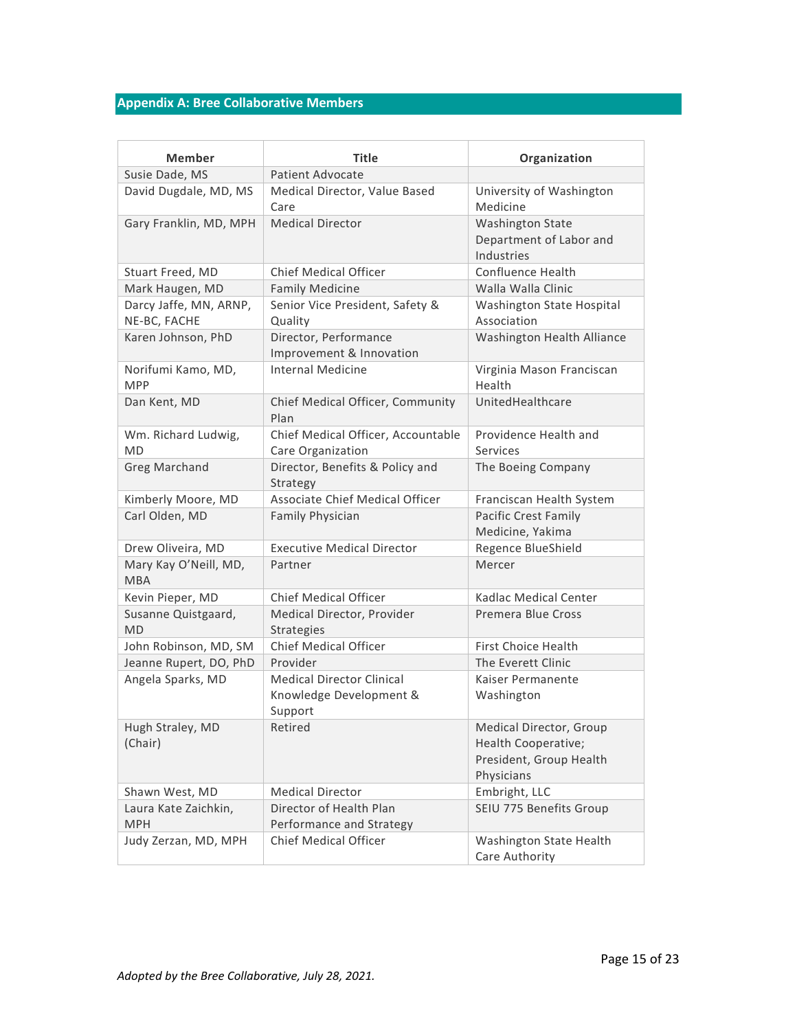## Appendix A: Bree Collaborative Members

| Member | Title | Organization |
|---|---|---|
| Susie Dade, MS | Patient Advocate | |
| David Dugdale, MD, MS | Medical Director, Value Based Care | University of Washington Medicine |
| Gary Franklin, MD, MPH | Medical Director | Washington State Department of Labor and Industries |
| Stuart Freed, MD | Chief Medical Officer | Confluence Health |
| Mark Haugen, MD | Family Medicine | Walla Walla Clinic |
| Darcy Jaffe, MN, ARNP, NE-BC, FACHE | Senior Vice President, Safety & Quality | Washington State Hospital Association |
| Karen Johnson, PhD | Director, Performance Improvement & Innovation | Washington Health Alliance |
| Norifumi Kamo, MD, MPP | Internal Medicine | Virginia Mason Franciscan Health |
| Dan Kent, MD | Chief Medical Officer, Community Plan | UnitedHealthcare |
| Wm. Richard Ludwig, MD | Chief Medical Officer, Accountable Care Organization | Providence Health and Services |
| Greg Marchand | Director, Benefits & Policy and Strategy | The Boeing Company |
| Kimberly Moore, MD | Associate Chief Medical Officer | Franciscan Health System |
| Carl Olden, MD | Family Physician | Pacific Crest Family Medicine, Yakima |
| Drew Oliveira, MD | Executive Medical Director | Regence BlueShield |
| Mary Kay O'Neill, MD, MBA | Partner | Mercer |
| Kevin Pieper, MD | Chief Medical Officer | Kadlac Medical Center |
| Susanne Quistgaard, MD | Medical Director, Provider Strategies | Premera Blue Cross |
| John Robinson, MD, SM | Chief Medical Officer | First Choice Health |
| Jeanne Rupert, DO, PhD | Provider | The Everett Clinic |
| Angela Sparks, MD | Medical Director Clinical Knowledge Development & Support | Kaiser Permanente Washington |
| Hugh Straley, MD (Chair) | Retired | Medical Director, Group Health Cooperative; President, Group Health Physicians |
| Shawn West, MD | Medical Director | Embright, LLC |
| Laura Kate Zaichkin, MPH | Director of Health Plan Performance and Strategy | SEIU 775 Benefits Group |
| Judy Zerzan, MD, MPH | Chief Medical Officer | Washington State Health Care Authority |

*Adopted by the Bree Collaborative, July 28, 2021.*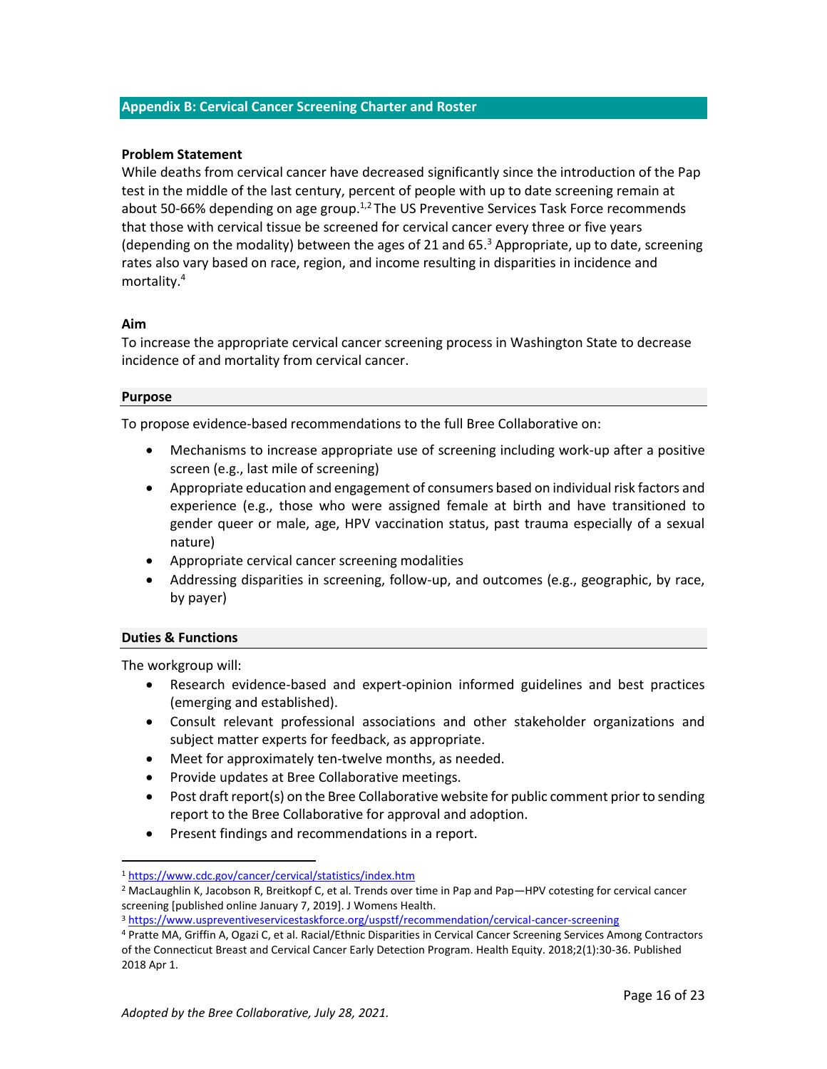## Appendix B: Cervical Cancer Screening Charter and Roster

**Problem Statement**

While deaths from cervical cancer have decreased significantly since the introduction of the Pap test in the middle of the last century, percent of people with up to date screening remain at about 50-66% depending on age group.[1,2] The US Preventive Services Task Force recommends that those with cervical tissue be screened for cervical cancer every three or five years (depending on the modality) between the ages of 21 and 65.[3] Appropriate, up to date, screening rates also vary based on race, region, and income resulting in disparities in incidence and mortality.[4]

**Aim**

To increase the appropriate cervical cancer screening process in Washington State to decrease incidence of and mortality from cervical cancer.

### Purpose

To propose evidence-based recommendations to the full Bree Collaborative on:

- Mechanisms to increase appropriate use of screening including work-up after a positive screen (e.g., last mile of screening)
- Appropriate education and engagement of consumers based on individual risk factors and experience (e.g., those who were assigned female at birth and have transitioned to gender queer or male, age, HPV vaccination status, past trauma especially of a sexual nature)
- Appropriate cervical cancer screening modalities
- Addressing disparities in screening, follow-up, and outcomes (e.g., geographic, by race, by payer)

### Duties & Functions

The workgroup will:

- Research evidence-based and expert-opinion informed guidelines and best practices (emerging and established).
- Consult relevant professional associations and other stakeholder organizations and subject matter experts for feedback, as appropriate.
- Meet for approximately ten-twelve months, as needed.
- Provide updates at Bree Collaborative meetings.
- Post draft report(s) on the Bree Collaborative website for public comment prior to sending report to the Bree Collaborative for approval and adoption.
- Present findings and recommendations in a report.

---

[1] https://www.cdc.gov/cancer/cervical/statistics/index.htm

[2] MacLaughlin K, Jacobson R, Breitkopf C, et al. Trends over time in Pap and Pap—HPV cotesting for cervical cancer screening [published online January 7, 2019]. J Womens Health.

[3] https://www.uspreventiveservicestaskforce.org/uspstf/recommendation/cervical-cancer-screening

[4] Pratte MA, Griffin A, Ogazi C, et al. Racial/Ethnic Disparities in Cervical Cancer Screening Services Among Contractors of the Connecticut Breast and Cervical Cancer Early Detection Program. Health Equity. 2018;2(1):30-36. Published 2018 Apr 1.

*Adopted by the Bree Collaborative, July 28, 2021.*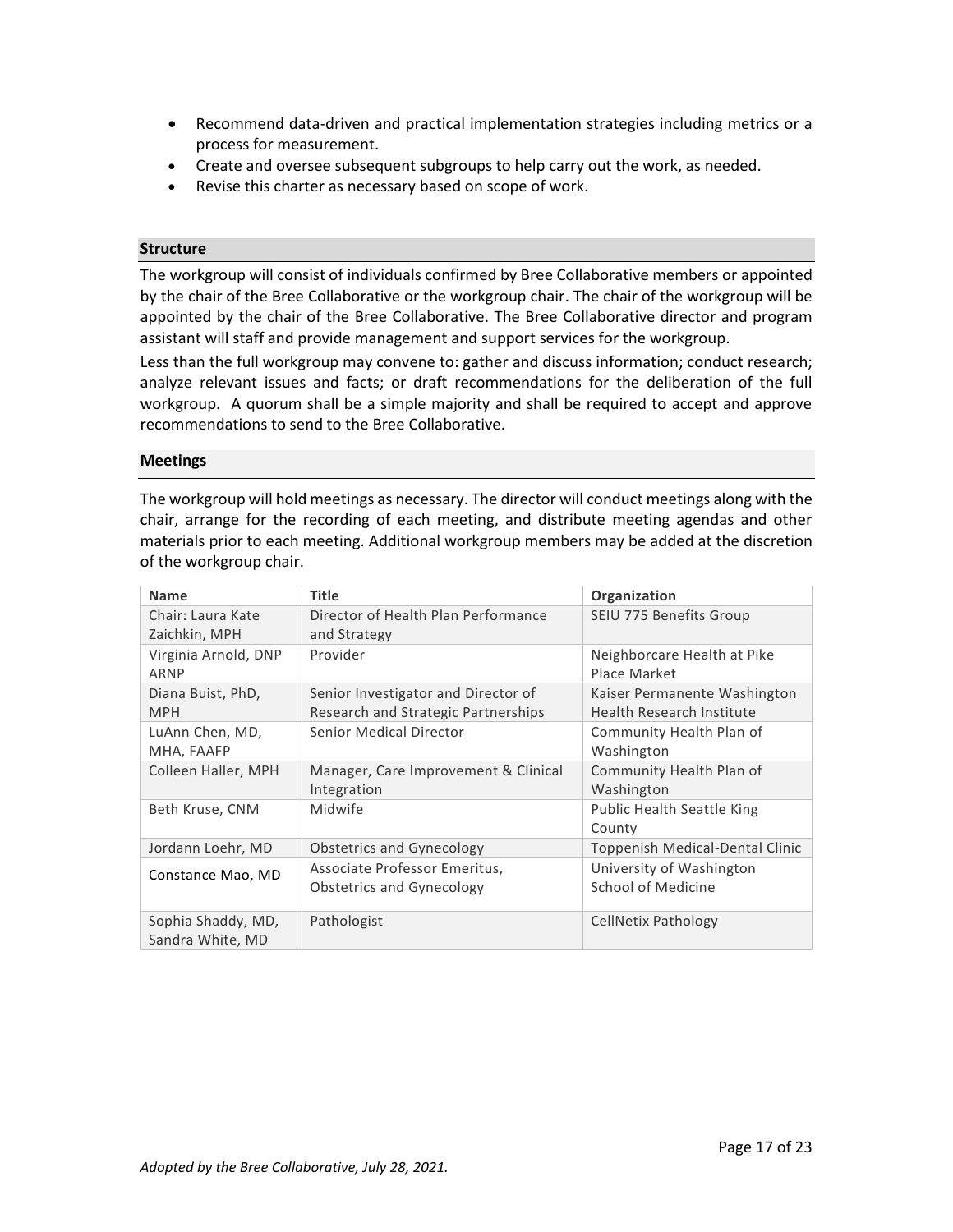- Recommend data-driven and practical implementation strategies including metrics or a process for measurement.
- Create and oversee subsequent subgroups to help carry out the work, as needed.
- Revise this charter as necessary based on scope of work.

## Structure

The workgroup will consist of individuals confirmed by Bree Collaborative members or appointed by the chair of the Bree Collaborative or the workgroup chair. The chair of the workgroup will be appointed by the chair of the Bree Collaborative. The Bree Collaborative director and program assistant will staff and provide management and support services for the workgroup.

Less than the full workgroup may convene to: gather and discuss information; conduct research; analyze relevant issues and facts; or draft recommendations for the deliberation of the full workgroup. A quorum shall be a simple majority and shall be required to accept and approve recommendations to send to the Bree Collaborative.

## Meetings

The workgroup will hold meetings as necessary. The director will conduct meetings along with the chair, arrange for the recording of each meeting, and distribute meeting agendas and other materials prior to each meeting. Additional workgroup members may be added at the discretion of the workgroup chair.

| Name | Title | Organization |
|---|---|---|
| Chair: Laura Kate Zaichkin, MPH | Director of Health Plan Performance and Strategy | SEIU 775 Benefits Group |
| Virginia Arnold, DNP ARNP | Provider | Neighborcare Health at Pike Place Market |
| Diana Buist, PhD, MPH | Senior Investigator and Director of Research and Strategic Partnerships | Kaiser Permanente Washington Health Research Institute |
| LuAnn Chen, MD, MHA, FAAFP | Senior Medical Director | Community Health Plan of Washington |
| Colleen Haller, MPH | Manager, Care Improvement & Clinical Integration | Community Health Plan of Washington |
| Beth Kruse, CNM | Midwife | Public Health Seattle King County |
| Jordann Loehr, MD | Obstetrics and Gynecology | Toppenish Medical-Dental Clinic |
| Constance Mao, MD | Associate Professor Emeritus, Obstetrics and Gynecology | University of Washington School of Medicine |
| Sophia Shaddy, MD, Sandra White, MD | Pathologist | CellNetix Pathology |

*Adopted by the Bree Collaborative, July 28, 2021.*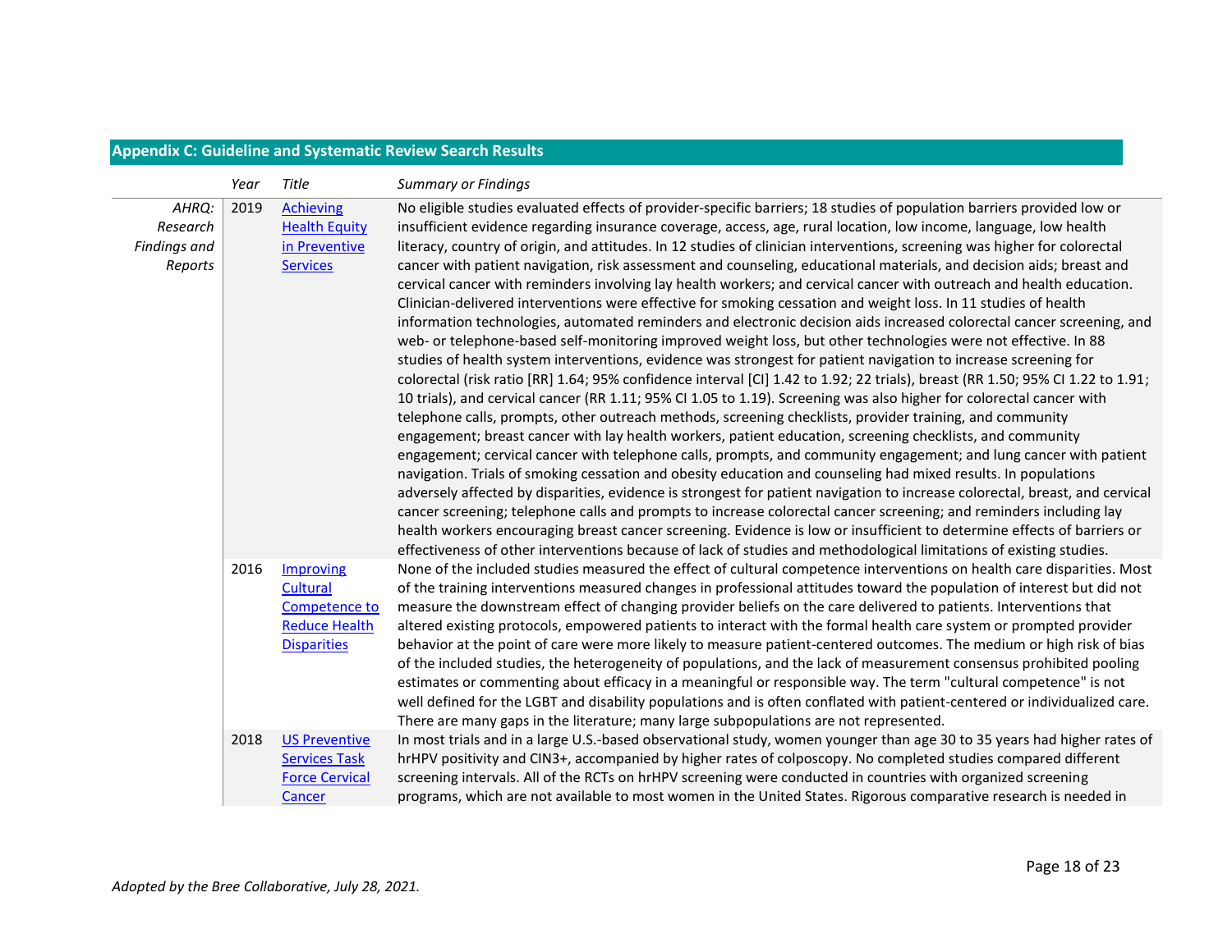## Appendix C: Guideline and Systematic Review Search Results

| | Year | Title | Summary or Findings |
|---|---|---|---|
| *AHRQ: Research Findings and Reports* | 2019 | [Achieving Health Equity in Preventive Services]() | No eligible studies evaluated effects of provider-specific barriers; 18 studies of population barriers provided low or insufficient evidence regarding insurance coverage, access, age, rural location, low income, language, low health literacy, country of origin, and attitudes. In 12 studies of clinician interventions, screening was higher for colorectal cancer with patient navigation, risk assessment and counseling, educational materials, and decision aids; breast and cervical cancer with reminders involving lay health workers; and cervical cancer with outreach and health education. Clinician-delivered interventions were effective for smoking cessation and weight loss. In 11 studies of health information technologies, automated reminders and electronic decision aids increased colorectal cancer screening, and web- or telephone-based self-monitoring improved weight loss, but other technologies were not effective. In 88 studies of health system interventions, evidence was strongest for patient navigation to increase screening for colorectal (risk ratio [RR] 1.64; 95% confidence interval [CI] 1.42 to 1.92; 22 trials), breast (RR 1.50; 95% CI 1.22 to 1.91; 10 trials), and cervical cancer (RR 1.11; 95% CI 1.05 to 1.19). Screening was also higher for colorectal cancer with telephone calls, prompts, other outreach methods, screening checklists, provider training, and community engagement; breast cancer with lay health workers, patient education, screening checklists, and community engagement; cervical cancer with telephone calls, prompts, and community engagement; and lung cancer with patient navigation. Trials of smoking cessation and obesity education and counseling had mixed results. In populations adversely affected by disparities, evidence is strongest for patient navigation to increase colorectal, breast, and cervical cancer screening; telephone calls and prompts to increase colorectal cancer screening; and reminders including lay health workers encouraging breast cancer screening. Evidence is low or insufficient to determine effects of barriers or effectiveness of other interventions because of lack of studies and methodological limitations of existing studies. |
| | 2016 | [Improving Cultural Competence to Reduce Health Disparities]() | None of the included studies measured the effect of cultural competence interventions on health care disparities. Most of the training interventions measured changes in professional attitudes toward the population of interest but did not measure the downstream effect of changing provider beliefs on the care delivered to patients. Interventions that altered existing protocols, empowered patients to interact with the formal health care system or prompted provider behavior at the point of care were more likely to measure patient-centered outcomes. The medium or high risk of bias of the included studies, the heterogeneity of populations, and the lack of measurement consensus prohibited pooling estimates or commenting about efficacy in a meaningful or responsible way. The term "cultural competence" is not well defined for the LGBT and disability populations and is often conflated with patient-centered or individualized care. There are many gaps in the literature; many large subpopulations are not represented. |
| | 2018 | [US Preventive Services Task Force Cervical Cancer]() | In most trials and in a large U.S.-based observational study, women younger than age 30 to 35 years had higher rates of hrHPV positivity and CIN3+, accompanied by higher rates of colposcopy. No completed studies compared different screening intervals. All of the RCTs on hrHPV screening were conducted in countries with organized screening programs, which are not available to most women in the United States. Rigorous comparative research is needed in |

*Adopted by the Bree Collaborative, July 28, 2021.*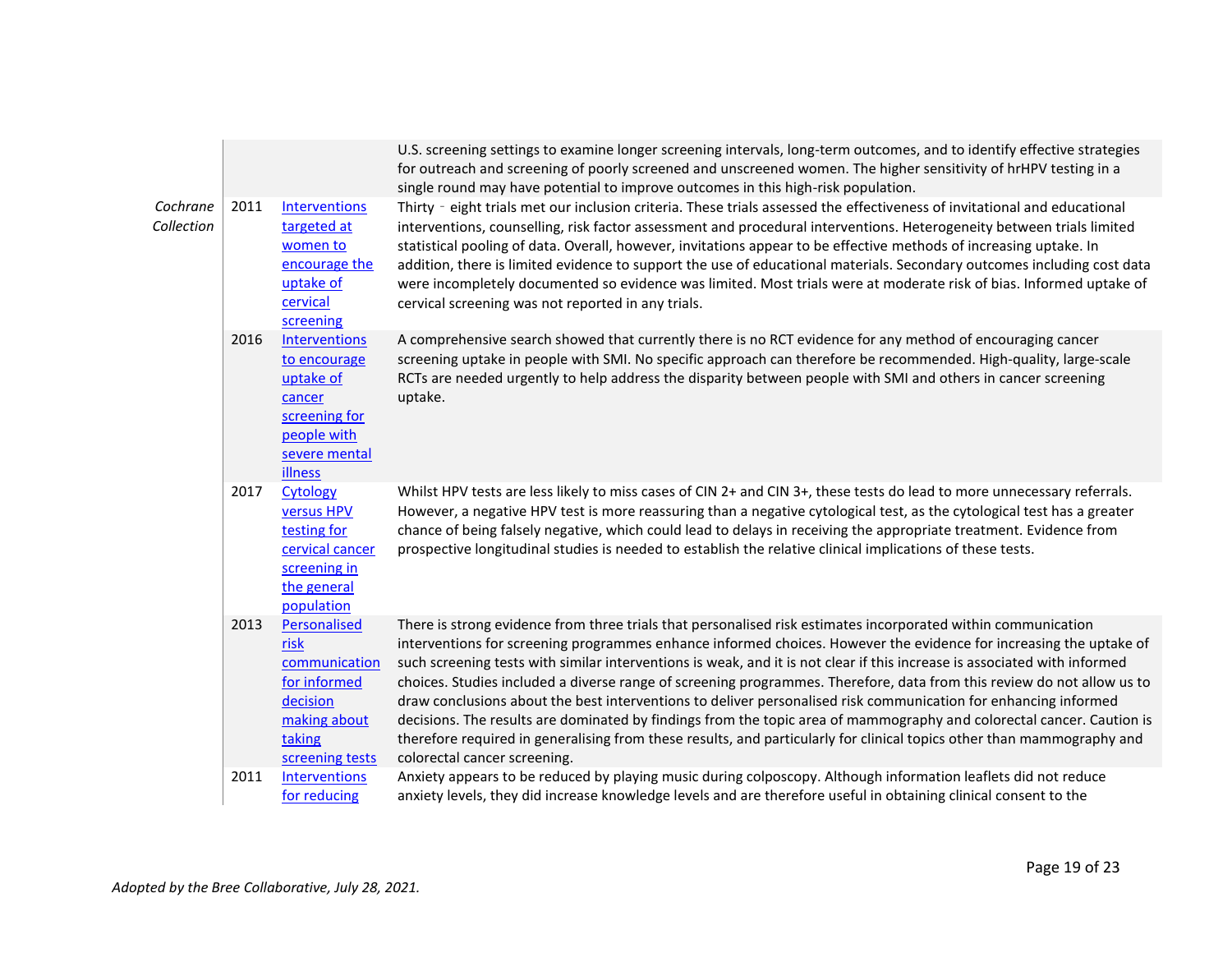| | | | |
|---|---|---|---|
| | | | U.S. screening settings to examine longer screening intervals, long-term outcomes, and to identify effective strategies for outreach and screening of poorly screened and unscreened women. The higher sensitivity of hrHPV testing in a single round may have potential to improve outcomes in this high-risk population. |
| *Cochrane Collection* | 2011 | Interventions targeted at women to encourage the uptake of cervical screening | Thirty - eight trials met our inclusion criteria. These trials assessed the effectiveness of invitational and educational interventions, counselling, risk factor assessment and procedural interventions. Heterogeneity between trials limited statistical pooling of data. Overall, however, invitations appear to be effective methods of increasing uptake. In addition, there is limited evidence to support the use of educational materials. Secondary outcomes including cost data were incompletely documented so evidence was limited. Most trials were at moderate risk of bias. Informed uptake of cervical screening was not reported in any trials. |
| | 2016 | Interventions to encourage uptake of cancer screening for people with severe mental illness | A comprehensive search showed that currently there is no RCT evidence for any method of encouraging cancer screening uptake in people with SMI. No specific approach can therefore be recommended. High-quality, large-scale RCTs are needed urgently to help address the disparity between people with SMI and others in cancer screening uptake. |
| | 2017 | Cytology versus HPV testing for cervical cancer screening in the general population | Whilst HPV tests are less likely to miss cases of CIN 2+ and CIN 3+, these tests do lead to more unnecessary referrals. However, a negative HPV test is more reassuring than a negative cytological test, as the cytological test has a greater chance of being falsely negative, which could lead to delays in receiving the appropriate treatment. Evidence from prospective longitudinal studies is needed to establish the relative clinical implications of these tests. |
| | 2013 | Personalised risk communication for informed decision making about taking screening tests | There is strong evidence from three trials that personalised risk estimates incorporated within communication interventions for screening programmes enhance informed choices. However the evidence for increasing the uptake of such screening tests with similar interventions is weak, and it is not clear if this increase is associated with informed choices. Studies included a diverse range of screening programmes. Therefore, data from this review do not allow us to draw conclusions about the best interventions to deliver personalised risk communication for enhancing informed decisions. The results are dominated by findings from the topic area of mammography and colorectal cancer. Caution is therefore required in generalising from these results, and particularly for clinical topics other than mammography and colorectal cancer screening. |
| | 2011 | Interventions for reducing | Anxiety appears to be reduced by playing music during colposcopy. Although information leaflets did not reduce anxiety levels, they did increase knowledge levels and are therefore useful in obtaining clinical consent to the |

*Adopted by the Bree Collaborative, July 28, 2021.*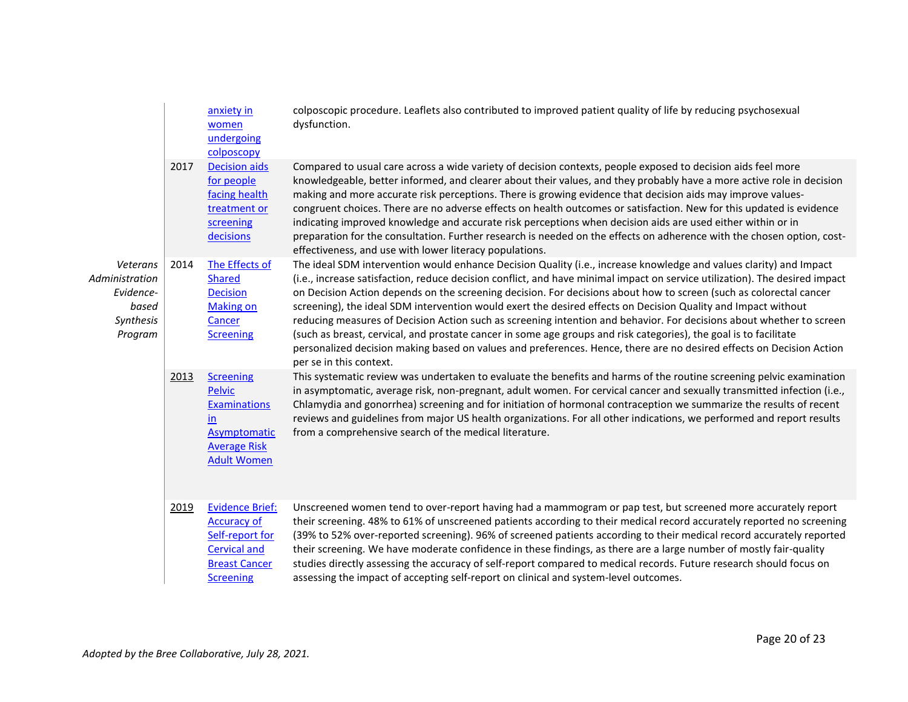| | | | |
|---|---|---|---|
| | | anxiety in women undergoing colposcopy | colposcopic procedure. Leaflets also contributed to improved patient quality of life by reducing psychosexual dysfunction. |
| | 2017 | Decision aids for people facing health treatment or screening decisions | Compared to usual care across a wide variety of decision contexts, people exposed to decision aids feel more knowledgeable, better informed, and clearer about their values, and they probably have a more active role in decision making and more accurate risk perceptions. There is growing evidence that decision aids may improve values-congruent choices. There are no adverse effects on health outcomes or satisfaction. New for this updated is evidence indicating improved knowledge and accurate risk perceptions when decision aids are used either within or in preparation for the consultation. Further research is needed on the effects on adherence with the chosen option, cost-effectiveness, and use with lower literacy populations. |
| *Veterans Administration Evidence-based Synthesis Program* | 2014 | The Effects of Shared Decision Making on Cancer Screening | The ideal SDM intervention would enhance Decision Quality (i.e., increase knowledge and values clarity) and Impact (i.e., increase satisfaction, reduce decision conflict, and have minimal impact on service utilization). The desired impact on Decision Action depends on the screening decision. For decisions about how to screen (such as colorectal cancer screening), the ideal SDM intervention would exert the desired effects on Decision Quality and Impact without reducing measures of Decision Action such as screening intention and behavior. For decisions about whether to screen (such as breast, cervical, and prostate cancer in some age groups and risk categories), the goal is to facilitate personalized decision making based on values and preferences. Hence, there are no desired effects on Decision Action per se in this context. |
| | 2013 | Screening Pelvic Examinations in Asymptomatic Average Risk Adult Women | This systematic review was undertaken to evaluate the benefits and harms of the routine screening pelvic examination in asymptomatic, average risk, non-pregnant, adult women. For cervical cancer and sexually transmitted infection (i.e., Chlamydia and gonorrhea) screening and for initiation of hormonal contraception we summarize the results of recent reviews and guidelines from major US health organizations. For all other indications, we performed and report results from a comprehensive search of the medical literature. |
| | 2019 | Evidence Brief: Accuracy of Self-report for Cervical and Breast Cancer Screening | Unscreened women tend to over-report having had a mammogram or pap test, but screened more accurately report their screening. 48% to 61% of unscreened patients according to their medical record accurately reported no screening (39% to 52% over-reported screening). 96% of screened patients according to their medical record accurately reported their screening. We have moderate confidence in these findings, as there are a large number of mostly fair-quality studies directly assessing the accuracy of self-report compared to medical records. Future research should focus on assessing the impact of accepting self-report on clinical and system-level outcomes. |

*Adopted by the Bree Collaborative, July 28, 2021.*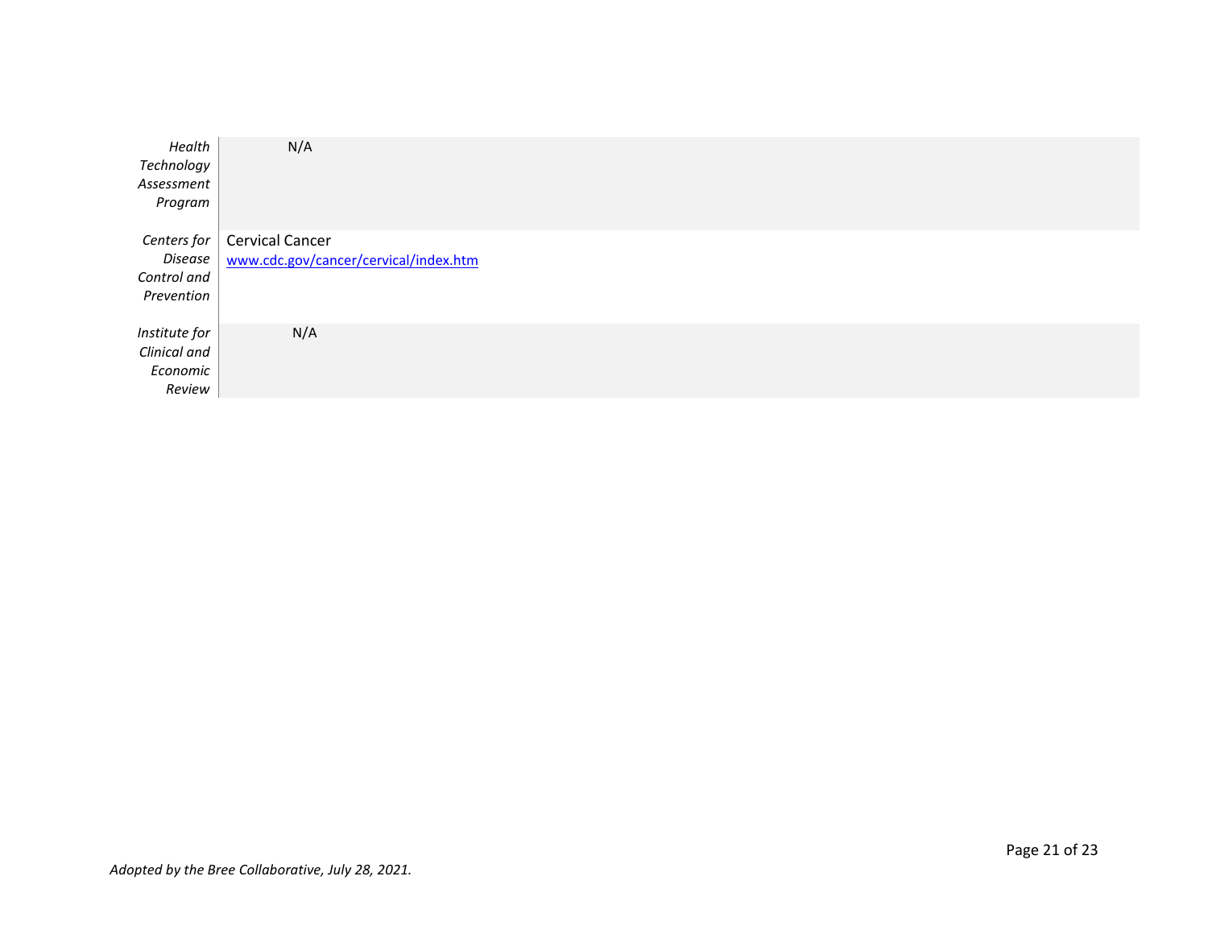| | |
|---|---|
| *Health Technology Assessment Program* | N/A |
| *Centers for Disease Control and Prevention* | Cervical Cancer<br>www.cdc.gov/cancer/cervical/index.htm |
| *Institute for Clinical and Economic Review* | N/A |

*Adopted by the Bree Collaborative, July 28, 2021.*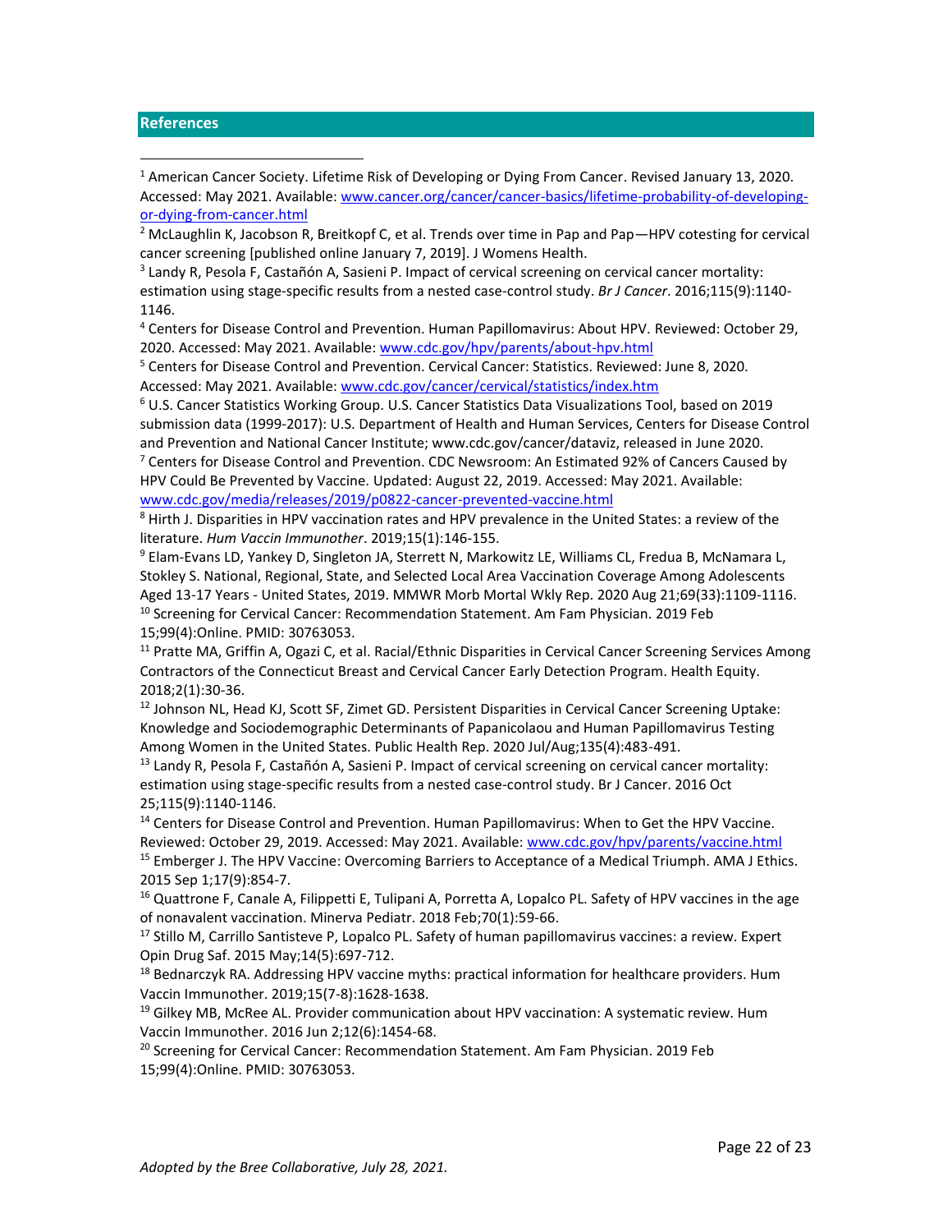## References

[1] American Cancer Society. Lifetime Risk of Developing or Dying From Cancer. Revised January 13, 2020. Accessed: May 2021. Available: [www.cancer.org/cancer/cancer-basics/lifetime-probability-of-developing-or-dying-from-cancer.html](www.cancer.org/cancer/cancer-basics/lifetime-probability-of-developing-or-dying-from-cancer.html)

[2] McLaughlin K, Jacobson R, Breitkopf C, et al. Trends over time in Pap and Pap—HPV cotesting for cervical cancer screening [published online January 7, 2019]. J Womens Health.

[3] Landy R, Pesola F, Castañón A, Sasieni P. Impact of cervical screening on cervical cancer mortality: estimation using stage-specific results from a nested case-control study. *Br J Cancer*. 2016;115(9):1140-1146.

[4] Centers for Disease Control and Prevention. Human Papillomavirus: About HPV. Reviewed: October 29, 2020. Accessed: May 2021. Available: [www.cdc.gov/hpv/parents/about-hpv.html](www.cdc.gov/hpv/parents/about-hpv.html)

[5] Centers for Disease Control and Prevention. Cervical Cancer: Statistics. Reviewed: June 8, 2020. Accessed: May 2021. Available: [www.cdc.gov/cancer/cervical/statistics/index.htm](www.cdc.gov/cancer/cervical/statistics/index.htm)

[6] U.S. Cancer Statistics Working Group. U.S. Cancer Statistics Data Visualizations Tool, based on 2019 submission data (1999-2017): U.S. Department of Health and Human Services, Centers for Disease Control and Prevention and National Cancer Institute; www.cdc.gov/cancer/dataviz, released in June 2020.

[7] Centers for Disease Control and Prevention. CDC Newsroom: An Estimated 92% of Cancers Caused by HPV Could Be Prevented by Vaccine. Updated: August 22, 2019. Accessed: May 2021. Available: [www.cdc.gov/media/releases/2019/p0822-cancer-prevented-vaccine.html](www.cdc.gov/media/releases/2019/p0822-cancer-prevented-vaccine.html)

[8] Hirth J. Disparities in HPV vaccination rates and HPV prevalence in the United States: a review of the literature. *Hum Vaccin Immunother*. 2019;15(1):146-155.

[9] Elam-Evans LD, Yankey D, Singleton JA, Sterrett N, Markowitz LE, Williams CL, Fredua B, McNamara L, Stokley S. National, Regional, State, and Selected Local Area Vaccination Coverage Among Adolescents Aged 13-17 Years - United States, 2019. MMWR Morb Mortal Wkly Rep. 2020 Aug 21;69(33):1109-1116.

[10] Screening for Cervical Cancer: Recommendation Statement. Am Fam Physician. 2019 Feb 15;99(4):Online. PMID: 30763053.

[11] Pratte MA, Griffin A, Ogazi C, et al. Racial/Ethnic Disparities in Cervical Cancer Screening Services Among Contractors of the Connecticut Breast and Cervical Cancer Early Detection Program. Health Equity. 2018;2(1):30-36.

[12] Johnson NL, Head KJ, Scott SF, Zimet GD. Persistent Disparities in Cervical Cancer Screening Uptake: Knowledge and Sociodemographic Determinants of Papanicolaou and Human Papillomavirus Testing Among Women in the United States. Public Health Rep. 2020 Jul/Aug;135(4):483-491.

[13] Landy R, Pesola F, Castañón A, Sasieni P. Impact of cervical screening on cervical cancer mortality: estimation using stage-specific results from a nested case-control study. Br J Cancer. 2016 Oct 25;115(9):1140-1146.

[14] Centers for Disease Control and Prevention. Human Papillomavirus: When to Get the HPV Vaccine. Reviewed: October 29, 2019. Accessed: May 2021. Available: [www.cdc.gov/hpv/parents/vaccine.html](www.cdc.gov/hpv/parents/vaccine.html)

[15] Emberger J. The HPV Vaccine: Overcoming Barriers to Acceptance of a Medical Triumph. AMA J Ethics. 2015 Sep 1;17(9):854-7.

[16] Quattrone F, Canale A, Filippetti E, Tulipani A, Porretta A, Lopalco PL. Safety of HPV vaccines in the age of nonavalent vaccination. Minerva Pediatr. 2018 Feb;70(1):59-66.

[17] Stillo M, Carrillo Santisteve P, Lopalco PL. Safety of human papillomavirus vaccines: a review. Expert Opin Drug Saf. 2015 May;14(5):697-712.

[18] Bednarczyk RA. Addressing HPV vaccine myths: practical information for healthcare providers. Hum Vaccin Immunother. 2019;15(7-8):1628-1638.

[19] Gilkey MB, McRee AL. Provider communication about HPV vaccination: A systematic review. Hum Vaccin Immunother. 2016 Jun 2;12(6):1454-68.

[20] Screening for Cervical Cancer: Recommendation Statement. Am Fam Physician. 2019 Feb 15;99(4):Online. PMID: 30763053.

*Adopted by the Bree Collaborative, July 28, 2021.*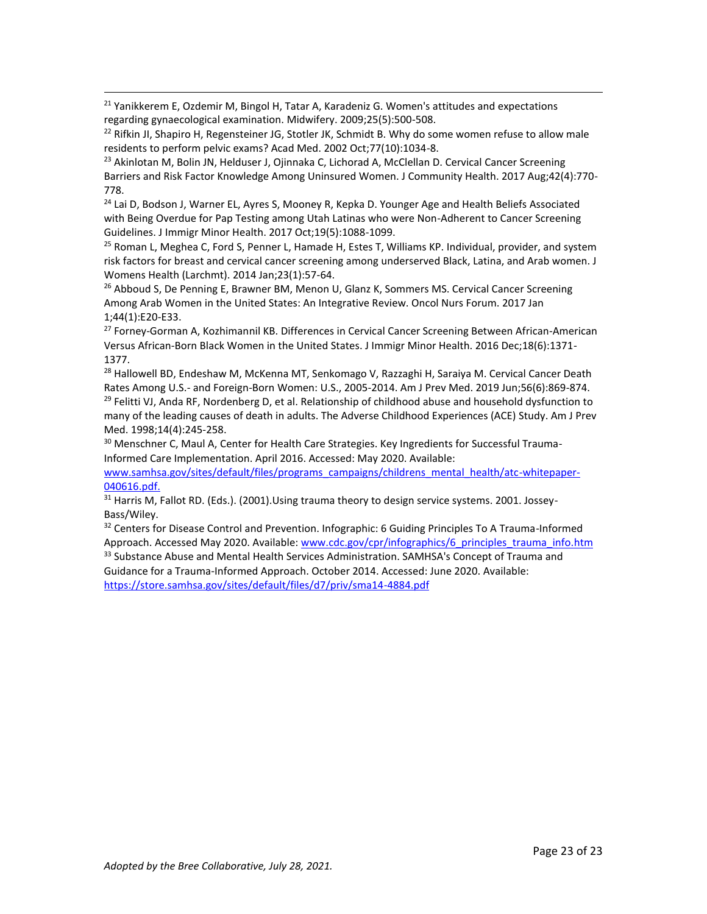[21] Yanikkerem E, Ozdemir M, Bingol H, Tatar A, Karadeniz G. Women's attitudes and expectations regarding gynaecological examination. Midwifery. 2009;25(5):500-508.

[22] Rifkin JI, Shapiro H, Regensteiner JG, Stotler JK, Schmidt B. Why do some women refuse to allow male residents to perform pelvic exams? Acad Med. 2002 Oct;77(10):1034-8.

[23] Akinlotan M, Bolin JN, Helduser J, Ojinnaka C, Lichorad A, McClellan D. Cervical Cancer Screening Barriers and Risk Factor Knowledge Among Uninsured Women. J Community Health. 2017 Aug;42(4):770-778.

[24] Lai D, Bodson J, Warner EL, Ayres S, Mooney R, Kepka D. Younger Age and Health Beliefs Associated with Being Overdue for Pap Testing among Utah Latinas who were Non-Adherent to Cancer Screening Guidelines. J Immigr Minor Health. 2017 Oct;19(5):1088-1099.

[25] Roman L, Meghea C, Ford S, Penner L, Hamade H, Estes T, Williams KP. Individual, provider, and system risk factors for breast and cervical cancer screening among underserved Black, Latina, and Arab women. J Womens Health (Larchmt). 2014 Jan;23(1):57-64.

[26] Abboud S, De Penning E, Brawner BM, Menon U, Glanz K, Sommers MS. Cervical Cancer Screening Among Arab Women in the United States: An Integrative Review. Oncol Nurs Forum. 2017 Jan 1;44(1):E20-E33.

[27] Forney-Gorman A, Kozhimannil KB. Differences in Cervical Cancer Screening Between African-American Versus African-Born Black Women in the United States. J Immigr Minor Health. 2016 Dec;18(6):1371-1377.

[28] Hallowell BD, Endeshaw M, McKenna MT, Senkomago V, Razzaghi H, Saraiya M. Cervical Cancer Death Rates Among U.S.- and Foreign-Born Women: U.S., 2005-2014. Am J Prev Med. 2019 Jun;56(6):869-874.

[29] Felitti VJ, Anda RF, Nordenberg D, et al. Relationship of childhood abuse and household dysfunction to many of the leading causes of death in adults. The Adverse Childhood Experiences (ACE) Study. Am J Prev Med. 1998;14(4):245-258.

[30] Menschner C, Maul A, Center for Health Care Strategies. Key Ingredients for Successful Trauma-Informed Care Implementation. April 2016. Accessed: May 2020. Available: www.samhsa.gov/sites/default/files/programs_campaigns/childrens_mental_health/atc-whitepaper-040616.pdf.

[31] Harris M, Fallot RD. (Eds.). (2001).Using trauma theory to design service systems. 2001. Jossey-Bass/Wiley.

[32] Centers for Disease Control and Prevention. Infographic: 6 Guiding Principles To A Trauma-Informed Approach. Accessed May 2020. Available: www.cdc.gov/cpr/infographics/6_principles_trauma_info.htm

[33] Substance Abuse and Mental Health Services Administration. SAMHSA's Concept of Trauma and Guidance for a Trauma-Informed Approach. October 2014. Accessed: June 2020. Available: https://store.samhsa.gov/sites/default/files/d7/priv/sma14-4884.pdf

*Adopted by the Bree Collaborative, July 28, 2021.*